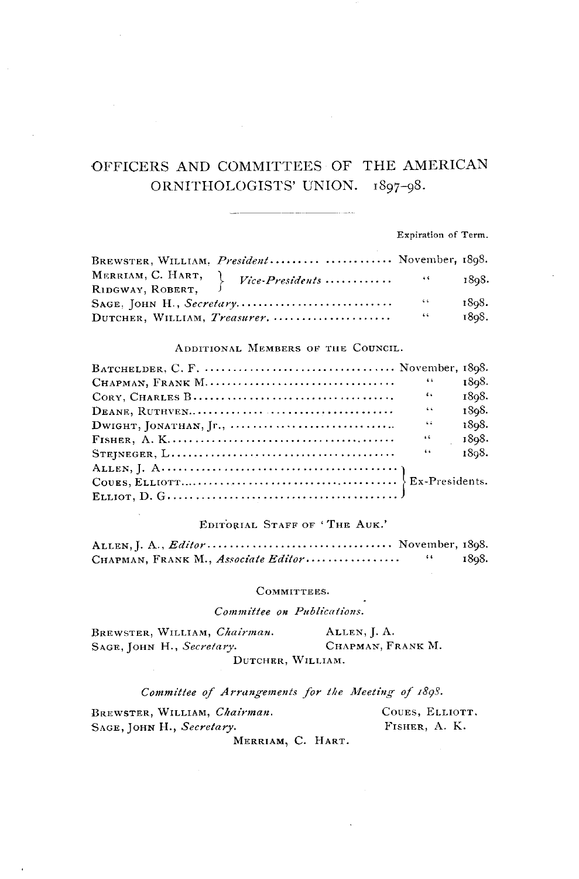# OFFICERS AND COMMITTEES OF THE AMERICAN ORNITHOLOGISTS' UNION. 1897–98.

| | Expiration of Term. |
|---|---|
| BREWSTER, WILLIAM, *President* | November, 1898. |
| MERRIAM, C. HART, } *Vice-Presidents* | " 1898. |
| RIDGWAY, ROBERT, } | |
| SAGE, JOHN H., *Secretary* | " 1898. |
| DUTCHER, WILLIAM, *Treasurer* | " 1898. |

### ADDITIONAL MEMBERS OF THE COUNCIL.

| | |
|---|---|
| BATCHELDER, C. F. | November, 1898. |
| CHAPMAN, FRANK M. | " 1898. |
| CORY, CHARLES B. | " 1898. |
| DEANE, RUTHVEN | " 1898. |
| DWIGHT, JONATHAN, Jr., | " 1898. |
| FISHER, A. K. | " 1898. |
| STEJNEGER, L. | " 1898. |
| ALLEN, J. A. | Ex-Presidents. |
| COUES, ELLIOTT | Ex-Presidents. |
| ELLIOT, D. G. | Ex-Presidents. |

### EDITORIAL STAFF OF 'THE AUK.'

| | |
|---|---|
| ALLEN, J. A., *Editor* | November, 1898. |
| CHAPMAN, FRANK M., *Associate Editor* | " 1898. |

### COMMITTEES.

*Committee on Publications.*

BREWSTER, WILLIAM, *Chairman.*
SAGE, JOHN H., *Secretary.*
ALLEN, J. A.
CHAPMAN, FRANK M.
DUTCHER, WILLIAM.

*Committee of Arrangements for the Meeting of 1898.*

BREWSTER, WILLIAM, *Chairman.*
SAGE, JOHN H., *Secretary.*
COUES, ELLIOTT.
FISHER, A. K.
MERRIAM, C. HART.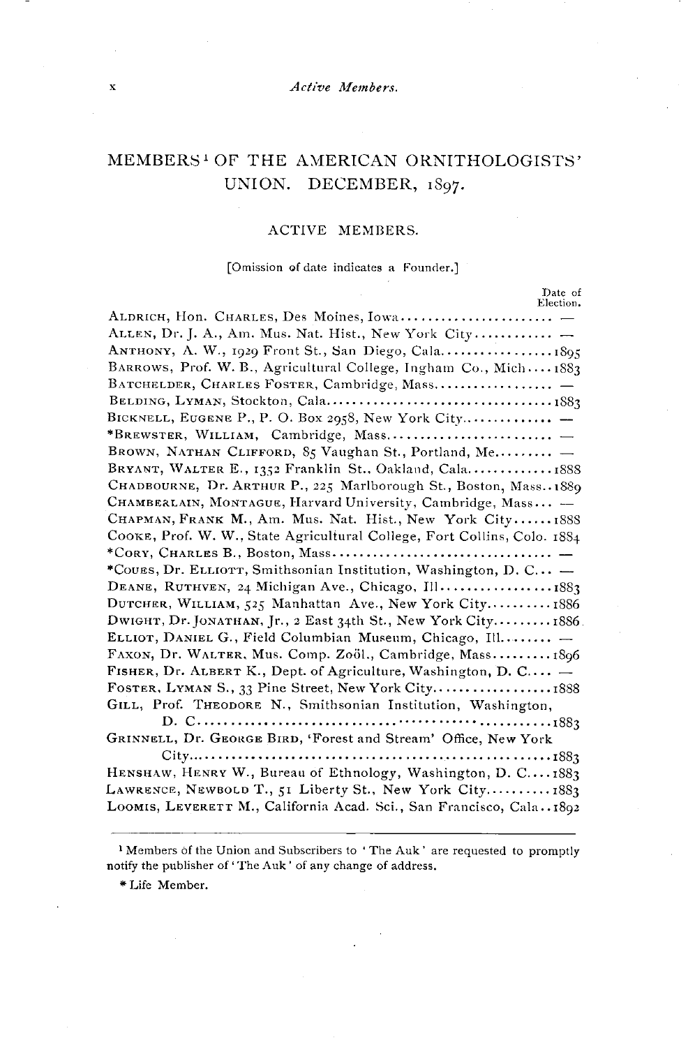# MEMBERS[1] OF THE AMERICAN ORNITHOLOGISTS' UNION. DECEMBER, 1897.

## ACTIVE MEMBERS.

[Omission of date indicates a Founder.]

| | Date of Election. |
|---|---|
| ALDRICH, Hon. CHARLES, Des Moines, Iowa | — |
| ALLEN, Dr. J. A., Am. Mus. Nat. Hist., New York City | — |
| ANTHONY, A. W., 1929 Front St., San Diego, Cala. | 1895 |
| BARROWS, Prof. W. B., Agricultural College, Ingham Co., Mich. | 1883 |
| BATCHELDER, CHARLES FOSTER, Cambridge, Mass. | — |
| BELDING, LYMAN, Stockton, Cala. | 1883 |
| BICKNELL, EUGENE P., P. O. Box 2958, New York City | — |
| *BREWSTER, WILLIAM, Cambridge, Mass. | — |
| BROWN, NATHAN CLIFFORD, 85 Vaughan St., Portland, Me. | — |
| BRYANT, WALTER E., 1352 Franklin St., Oakland, Cala. | 1888 |
| CHADBOURNE, Dr. ARTHUR P., 225 Marlborough St., Boston, Mass. | 1889 |
| CHAMBERLAIN, MONTAGUE, Harvard University, Cambridge, Mass. | — |
| CHAPMAN, FRANK M., Am. Mus. Nat. Hist., New York City | 1888 |
| COOKE, Prof. W. W., State Agricultural College, Fort Collins, Colo. | 1884 |
| *CORY, CHARLES B., Boston, Mass. | — |
| *COUES, Dr. ELLIOTT, Smithsonian Institution, Washington, D. C. | — |
| DEANE, RUTHVEN, 24 Michigan Ave., Chicago, Ill. | 1883 |
| DUTCHER, WILLIAM, 525 Manhattan Ave., New York City | 1886 |
| DWIGHT, Dr. JONATHAN, Jr., 2 East 34th St., New York City | 1886 |
| ELLIOT, DANIEL G., Field Columbian Museum, Chicago, Ill. | — |
| FAXON, Dr. WALTER, Mus. Comp. Zoöl., Cambridge, Mass. | 1896 |
| FISHER, Dr. ALBERT K., Dept. of Agriculture, Washington, D. C. | — |
| FOSTER, LYMAN S., 33 Pine Street, New York City | 1888 |
| GILL, Prof. THEODORE N., Smithsonian Institution, Washington, D. C. | 1883 |
| GRINNELL, Dr. GEORGE BIRD, 'Forest and Stream' Office, New York City | 1883 |
| HENSHAW, HENRY W., Bureau of Ethnology, Washington, D. C. | 1883 |
| LAWRENCE, NEWBOLD T., 51 Liberty St., New York City | 1883 |
| LOOMIS, LEVERETT M., California Acad. Sci., San Francisco, Cala. | 1892 |

[1] Members of the Union and Subscribers to 'The Auk' are requested to promptly notify the publisher of 'The Auk' of any change of address.

* Life Member.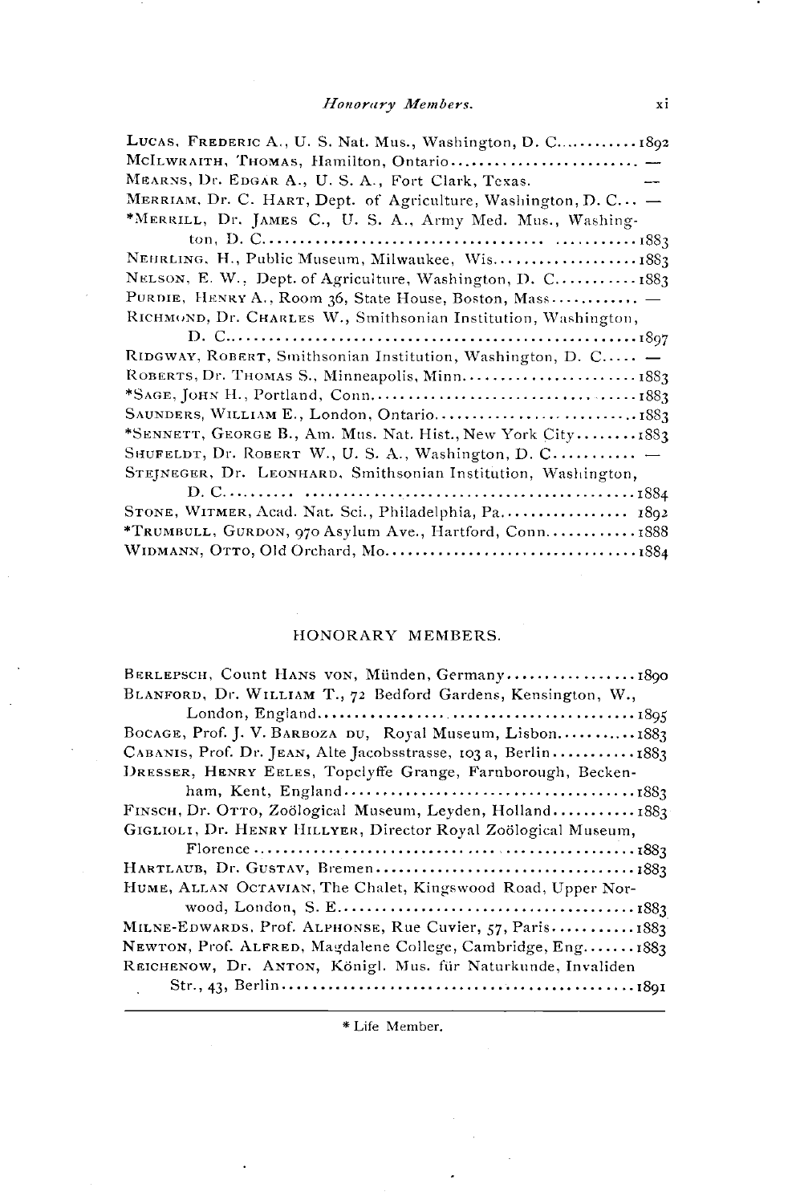LUCAS, FREDERIC A., U. S. Nat. Mus., Washington, D. C. . . . . . . . . . . 1892
McILWRAITH, THOMAS, Hamilton, Ontario . . . . . . . . . . . . . . . . . . . . . . . . —
MEARNS, Dr. EDGAR A., U. S. A., Fort Clark, Texas. —
MERRIAM, Dr. C. HART, Dept. of Agriculture, Washington, D. C. . . —
*MERRILL, Dr. JAMES C., U. S. A., Army Med. Mus., Washington, D. C. . . . . . . . . . . . . . . . . . . . . . . . . . . . . . . . . . . . . . . . . . . . . . . 1883
NEHRLING, H., Public Museum, Milwaukee, Wis. . . . . . . . . . . . . . . . . . . 1883
NELSON, E. W., Dept. of Agriculture, Washington, D. C. . . . . . . . . . . 1883
PURDIE, HENRY A., Room 36, State House, Boston, Mass . . . . . . . . . . . . —
RICHMOND, Dr. CHARLES W., Smithsonian Institution, Washington, D. C. . . . . . . . . . . . . . . . . . . . . . . . . . . . . . . . . . . . . . . . . . . . . . . . . . . 1897
RIDGWAY, ROBERT, Smithsonian Institution, Washington, D. C. . . . . —
ROBERTS, Dr. THOMAS S., Minneapolis, Minn. . . . . . . . . . . . . . . . . . . . . . 1883
*SAGE, JOHN H., Portland, Conn. . . . . . . . . . . . . . . . . . . . . . . . . . . . . . . . . 1883
SAUNDERS, WILLIAM E., London, Ontario. . . . . . . . . . . . . . . . . . . . . . . . . . 1883
*SENNETT, GEORGE B., Am. Mus. Nat. Hist., New York City . . . . . . . . 1883
SHUFELDT, Dr. ROBERT W., U. S. A., Washington, D. C. . . . . . . . . . . . —
STEJNEGER, Dr. LEONHARD, Smithsonian Institution, Washington, D. C. . . . . . . . . . . . . . . . . . . . . . . . . . . . . . . . . . . . . . . . . . . . . . . . . . . 1884
STONE, WITMER, Acad. Nat. Sci., Philadelphia, Pa. . . . . . . . . . . . . . . . . 1892
*TRUMBULL, GURDON, 970 Asylum Ave., Hartford, Conn. . . . . . . . . . . . 1888
WIDMANN, OTTO, Old Orchard, Mo. . . . . . . . . . . . . . . . . . . . . . . . . . . . . . . 1884

## HONORARY MEMBERS.

BERLEPSCH, Count HANS VON, Münden, Germany . . . . . . . . . . . . . . . . . 1890
BLANFORD, Dr. WILLIAM T., 72 Bedford Gardens, Kensington, W., London, England . . . . . . . . . . . . . . . . . . . . . . . . . . . . . . . . . . . . . . . . . . . 1895
BOCAGE, Prof. J. V. BARBOZA DU, Royal Museum, Lisbon . . . . . . . . . . . 1883
CABANIS, Prof. Dr. JEAN, Alte Jacobsstrasse, 103 a, Berlin . . . . . . . . . . . 1883
DRESSER, HENRY EELES, Topclyffe Grange, Farnborough, Beckenham, Kent, England . . . . . . . . . . . . . . . . . . . . . . . . . . . . . . . . . . . . . . 1883
FINSCH, Dr. OTTO, Zoölogical Museum, Leyden, Holland . . . . . . . . . . . 1883
GIGLIOLI, Dr. HENRY HILLYER, Director Royal Zoölogical Museum, Florence . . . . . . . . . . . . . . . . . . . . . . . . . . . . . . . . . . . . . . . . . . . . . . . . 1883
HARTLAUB, Dr. GUSTAV, Bremen . . . . . . . . . . . . . . . . . . . . . . . . . . . . . . . . 1883
HUME, ALLAN OCTAVIAN, The Chalet, Kingswood Road, Upper Norwood, London, S. E. . . . . . . . . . . . . . . . . . . . . . . . . . . . . . . . . . . . . . . 1883
MILNE-EDWARDS, Prof. ALPHONSE, Rue Cuvier, 57, Paris . . . . . . . . . . . 1883
NEWTON, Prof. ALFRED, Magdalene College, Cambridge, Eng. . . . . . . 1883
REICHENOW, Dr. ANTON, Königl. Mus. für Naturkunde, Invaliden Str., 43, Berlin . . . . . . . . . . . . . . . . . . . . . . . . . . . . . . . . . . . . . . . . . . . . . 1891

---

* Life Member.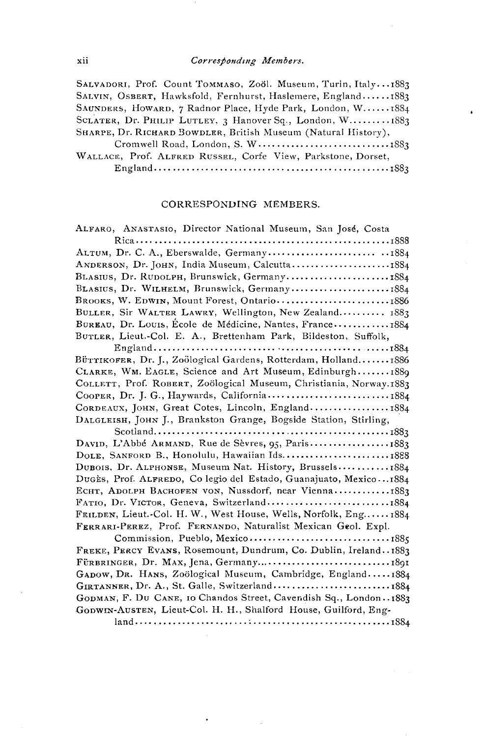SALVADORI, Prof. Count TOMMASO, Zoöl. Museum, Turin, Italy...1883
SALVIN, OSBERT, Hawksfold, Fernhurst, Haslemere, England......1883
SAUNDERS, HOWARD, 7 Radnor Place, Hyde Park, London, W......1884
SCLATER, Dr. PHILIP LUTLEY, 3 Hanover Sq., London, W.........1883
SHARPE, Dr. RICHARD BOWDLER, British Museum (Natural History), Cromwell Road, London, S. W.............................1883
WALLACE, Prof. ALFRED RUSSEL, Corfe View, Parkstone, Dorset, England..................................................1883

## CORRESPONDING MEMBERS.

ALFARO, ANASTASIO, Director National Museum, San José, Costa Rica....................................................1888
ALTUM, Dr. C. A., Eberswalde, Germany.......................1884
ANDERSON, Dr. JOHN, India Museum, Calcutta....................1884
BLASIUS, Dr. RUDOLPH, Brunswick, Germany......................1884
BLASIUS, Dr. WILHELM, Brunswick, Germany......................1884
BROOKS, W. EDWIN, Mount Forest, Ontario........................1886
BULLER, Sir WALTER LAWRY, Wellington, New Zealand.......... 1883
BUREAU, Dr. LOUIS, École de Médicine, Nantes, France............1884
BUTLER, Lieut.-Col. E. A., Brettenham Park, Bildeston, Suffolk, England..................................................1884
BÜTTIKOFER, Dr. J., Zoölogical Gardens, Rotterdam, Holland.......1886
CLARKE, WM. EAGLE, Science and Art Museum, Edinburgh.......1889
COLLETT, Prof. ROBERT, Zoölogical Museum, Christiania, Norway.1883
COOPER, Dr. J. G., Haywards, California..........................1884
CORDEAUX, JOHN, Great Cotes, Lincoln, England.................1884
DALGLEISH, JOHN J., Brankston Grange, Bogside Station, Stirling, Scotland.................................................1883
DAVID, L'Abbé ARMAND, Rue de Sèvres, 95, Paris.................1883
DOLE, SANFORD B., Honolulu, Hawaiian Ids.......................1888
DUBOIS, Dr. ALPHONSE, Museum Nat. History, Brussels...........1884
DUGÈS, Prof. ALFREDO, Co legio del Estado, Guanajuato, Mexico...1884
ECHT, ADOLPH BACHOFEN VON, Nussdorf, near Vienna............1883
FATIO, Dr. VICTOR, Geneva, Switzerland..........................1884
FEILDEN, Lieut.-Col. H. W., West House, Wells, Norfolk, Eng......1884
FERRARI-PEREZ, Prof. FERNANDO, Naturalist Mexican Geol. Expl. Commission, Pueblo, Mexico..............................1885
FREKE, PERCY EVANS, Rosemount, Dundrum, Co. Dublin, Ireland..1883
FÜRBRINGER, Dr. MAX, Jena, Germany..............................1891
GADOW, DR. HANS, Zoölogical Museum, Cambridge, England.....1884
GIRTANNER, Dr. A., St. Galle, Switzerland.........................1884
GODMAN, F. DU CANE, 10 Chandos Street, Cavendish Sq., London..1883
GODWIN-AUSTEN, Lieut-Col. H. H., Shalford House, Guilford, England....................................................1884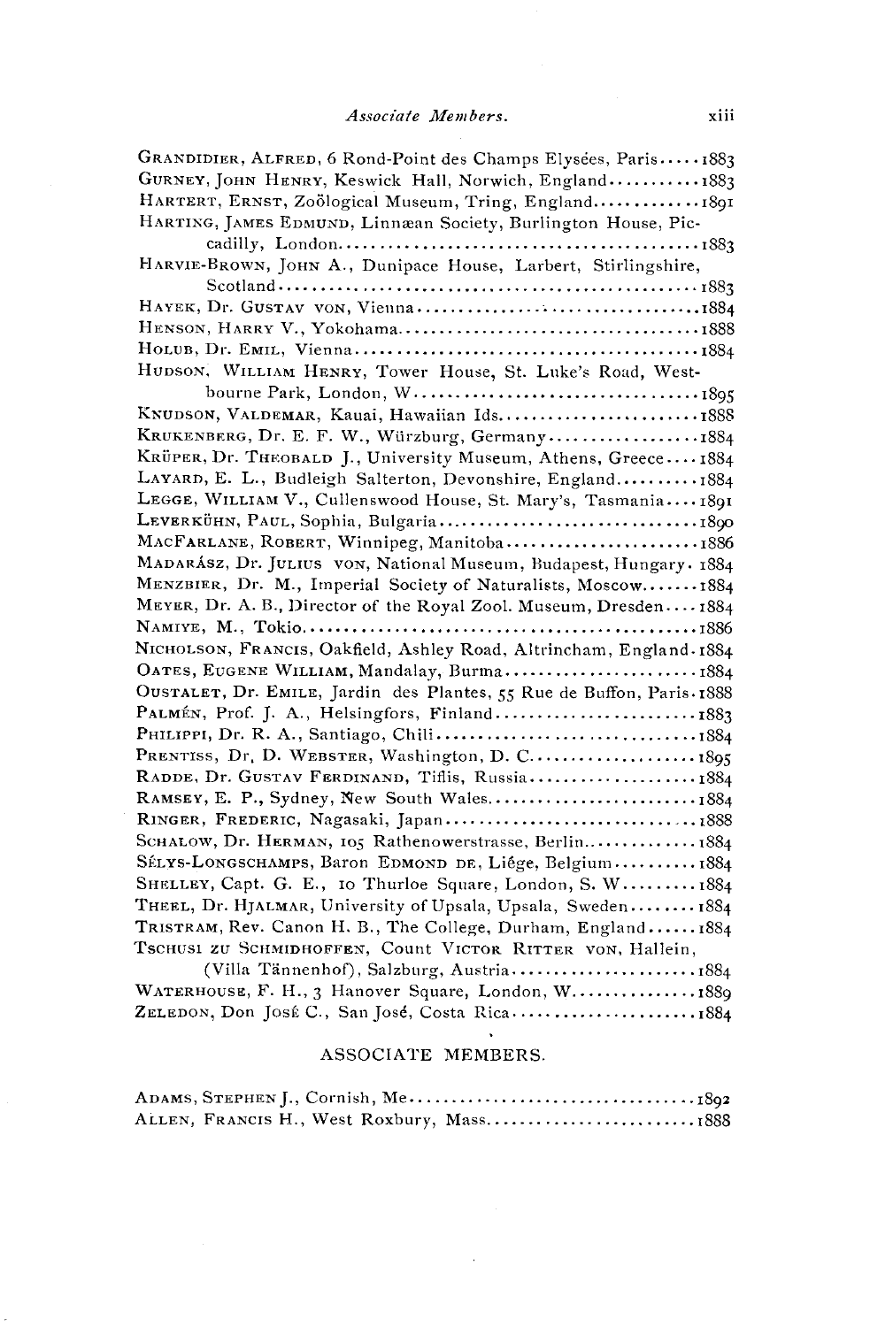GRANDIDIER, ALFRED, 6 Rond-Point des Champs Elysées, Paris.....1883
GURNEY, JOHN HENRY, Keswick Hall, Norwich, England...........1883
HARTERT, ERNST, Zoölogical Museum, Tring, England.............1891
HARTING, JAMES EDMUND, Linnæan Society, Burlington House, Piccadilly, London...........................................1883
HARVIE-BROWN, JOHN A., Dunipace House, Larbert, Stirlingshire, Scotland.................................................1883
HAYEK, Dr. GUSTAV VON, Vienna...................................1884
HENSON, HARRY V., Yokohama....................................1888
HOLUB, Dr. EMIL, Vienna.........................................1884
HUDSON, WILLIAM HENRY, Tower House, St. Luke's Road, Westbourne Park, London, W..................................1895
KNUDSON, VALDEMAR, Kauai, Hawaiian Ids........................1888
KRUKENBERG, Dr. E. F. W., Würzburg, Germany..................1884
KRÜPER, Dr. THEOBALD J., University Museum, Athens, Greece....1884
LAYARD, E. L., Budleigh Salterton, Devonshire, England..........1884
LEGGE, WILLIAM V., Cullenswood House, St. Mary's, Tasmania....1891
LEVERKÜHN, PAUL, Sophia, Bulgaria...............................1890
MACFARLANE, ROBERT, Winnipeg, Manitoba.......................1886
MADARÁSZ, Dr. JULIUS VON, National Museum, Budapest, Hungary. 1884
MENZBIER, Dr. M., Imperial Society of Naturalists, Moscow.......1884
MEYER, Dr. A. B., Director of the Royal Zool. Museum, Dresden....1884
NAMIYE, M., Tokio...............................................1886
NICHOLSON, FRANCIS, Oakfield, Ashley Road, Altrincham, England.1884
OATES, EUGENE WILLIAM, Mandalay, Burma.......................1884
OUSTALET, Dr. EMILE, Jardin des Plantes, 55 Rue de Buffon, Paris.1888
PALMÉN, Prof. J. A., Helsingfors, Finland........................1883
PHILIPPI, Dr. R. A., Santiago, Chili...............................1884
PRENTISS, Dr. D. WEBSTER, Washington, D. C.....................1895
RADDE, Dr. GUSTAV FERDINAND, Tiflis, Russia....................1884
RAMSEY, E. P., Sydney, New South Wales.........................1884
RINGER, FREDERIC, Nagasaki, Japan..............................1888
SCHALOW, Dr. HERMAN, 105 Rathenowerstrasse, Berlin..............1884
SÉLYS-LONGSCHAMPS, Baron EDMOND DE, Liége, Belgium..........1884
SHELLEY, Capt. G. E., 10 Thurloe Square, London, S. W.........1884
THEEL, Dr. HJALMAR, University of Upsala, Upsala, Sweden.........1884
TRISTRAM, Rev. Canon H. B., The College, Durham, England......1884
TSCHUSI ZU SCHMIDHOFFEN, Count VICTOR RITTER VON, Hallein, (Villa Tännenhof), Salzburg, Austria.......................1884
WATERHOUSE, F. H., 3 Hanover Square, London, W...............1889
ZELEDON, Don JOSÉ C., San José, Costa Rica......................1884

## ASSOCIATE MEMBERS.

ADAMS, STEPHEN J., Cornish, Me..................................1892
ALLEN, FRANCIS H., West Roxbury, Mass..........................1888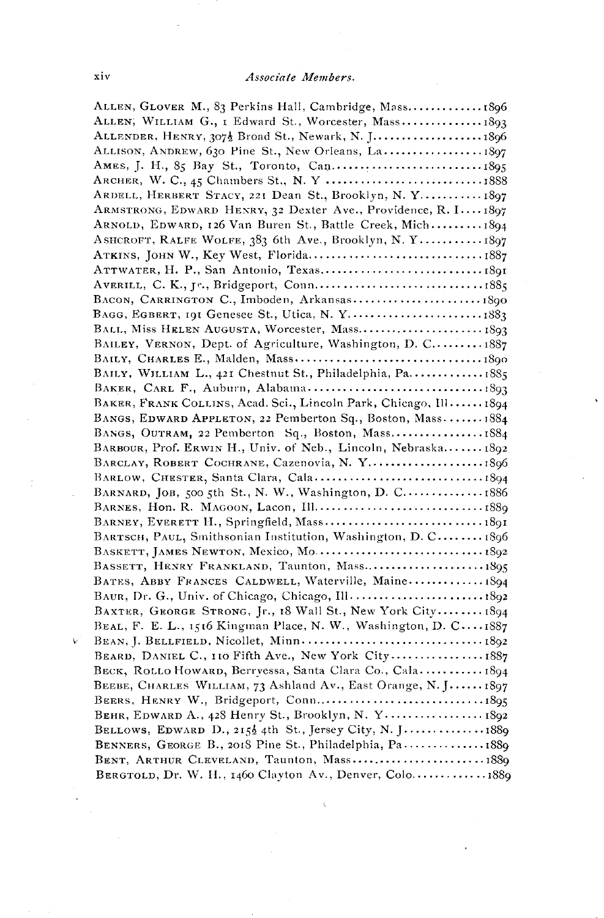## *Associate Members.*

ALLEN, GLOVER M., 83 Perkins Hall, Cambridge, Mass.............1896
ALLEN, WILLIAM G., 1 Edward St., Worcester, Mass..............1893
ALLENDER, HENRY, 307½ Broad St., Newark, N. J....................1896
ALLISON, ANDREW, 630 Pine St., New Orleans, La.................1897
AMES, J. H., 85 Bay St., Toronto, Can..........................1895
ARCHER, W. C., 45 Chambers St., N. Y ..........................1888
ARDELL, HERBERT STACY, 221 Dean St., Brooklyn, N. Y...........1897
ARMSTRONG, EDWARD HENRY, 32 Dexter Ave., Providence, R. I....1897
ARNOLD, EDWARD, 126 Van Buren St., Battle Creek, Mich.........1894
ASHCROFT, RALFE WOLFE, 383 6th Ave., Brooklyn, N. Y...........1897
ATKINS, JOHN W., Key West, Florida.............................1887
ATTWATER, H. P., San Antonio, Texas............................1891
AVERILL, C. K., Jr., Bridgeport, Conn..........................1885
BACON, CARRINGTON C., Imboden, Arkansas........................1890
BAGG, EGBERT, 191 Genesee St., Utica, N. Y.....................1883
BALL, Miss HELEN AUGUSTA, Worcester, Mass......................1893
BAILEY, VERNON, Dept. of Agriculture, Washington, D. C.........1887
BAILY, CHARLES E., Malden, Mass................................1890
BAILY, WILLIAM L., 421 Chestnut St., Philadelphia, Pa..........1885
BAKER, CARL F., Auburn, Alabama................................1893
BAKER, FRANK COLLINS, Acad. Sci., Lincoln Park, Chicago, Ill......1894
BANGS, EDWARD APPLETON, 22 Pemberton Sq., Boston, Mass.......1884
BANGS, OUTRAM, 22 Pemberton Sq., Boston, Mass..................1884
BARBOUR, Prof. ERWIN H., Univ. of Neb., Lincoln, Nebraska.......1892
BARCLAY, ROBERT COCHRANE, Cazenovia, N. Y.....................1896
BARLOW, CHESTER, Santa Clara, Cala.............................1894
BARNARD, JOB, 500 5th St., N. W., Washington, D. C..............1886
BARNES, Hon. R. MAGOON, Lacon, Ill.............................1889
BARNEY, EVERETT H., Springfield, Mass..........................1891
BARTSCH, PAUL, Smithsonian Institution, Washington, D. C........1896
BASKETT, JAMES NEWTON, Mexico, Mo..............................1892
BASSETT, HENRY FRANKLAND, Taunton, Mass........................1895
BATES, ABBY FRANCES CALDWELL, Waterville, Maine.............1894
BAUR, Dr. G., Univ. of Chicago, Chicago, Ill.....................1892
BAXTER, GEORGE STRONG, Jr., 18 Wall St., New York City........1894
BEAL, F. E. L., 1516 Kingman Place, N. W., Washington, D. C....1887
BEAN, J. BELLFIELD, Nicollet, Minn..............................1892
BEARD, DANIEL C., 110 Fifth Ave., New York City................1887
BECK, ROLLO HOWARD, Berryessa, Santa Clara Co., Cala...........1894
BEEBE, CHARLES WILLIAM, 73 Ashland Av., East Orange, N. J......1897
BEERS, HENRY W., Bridgeport, Conn..............................1895
BEHR, EDWARD A., 428 Henry St., Brooklyn, N. Y.................1892
BELLOWS, EDWARD D., 215½ 4th St., Jersey City, N. J..............1889
BENNERS, GEORGE B., 2018 Pine St., Philadelphia, Pa..............1889
BENT, ARTHUR CLEVELAND, Taunton, Mass.......................1889
BERGTOLD, Dr. W. H., 1460 Clayton Av., Denver, Colo.............1889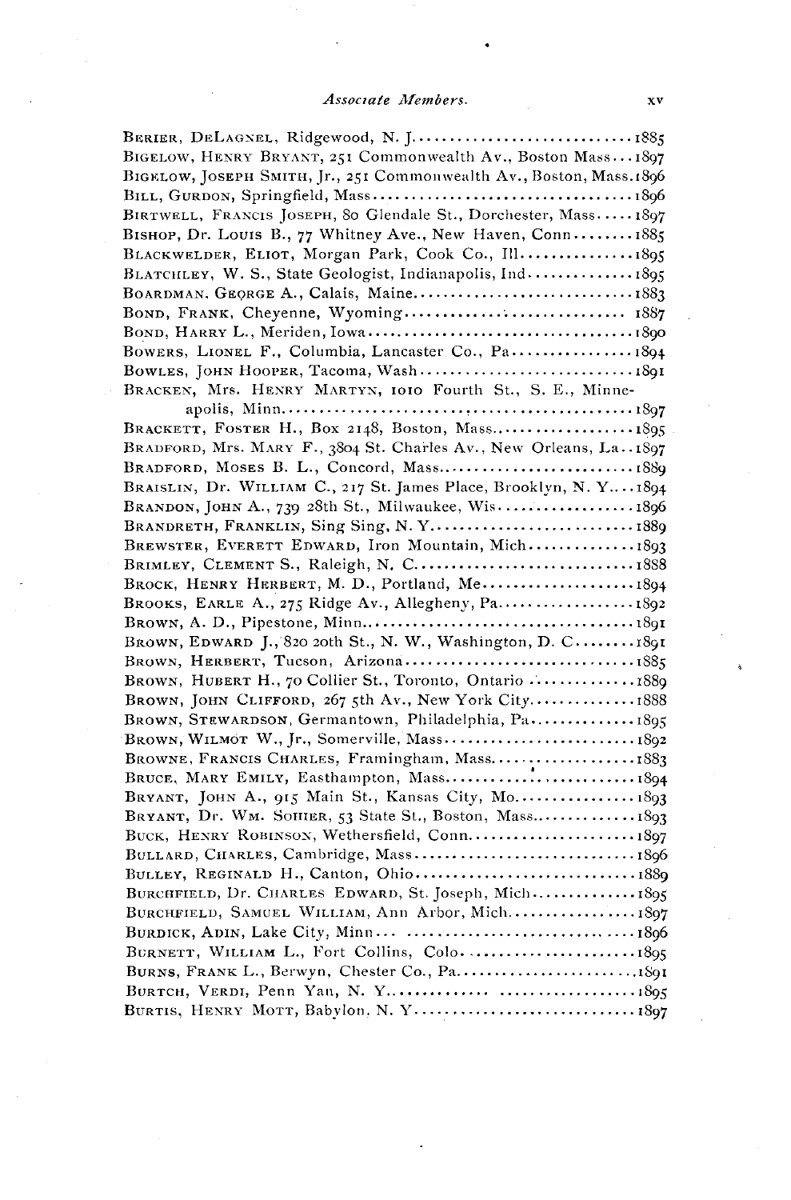BERIER, DELAGNEL, Ridgewood, N. J. .............................. 1885
BIGELOW, HENRY BRYANT, 251 Commonwealth Av., Boston Mass... 1897
BIGELOW, JOSEPH SMITH, Jr., 251 Commonwealth Av., Boston, Mass. 1896
BILL, GURDON, Springfield, Mass .................................. 1896
BIRTWELL, FRANCIS JOSEPH, 80 Glendale St., Dorchester, Mass. .... 1897
BISHOP, Dr. LOUIS B., 77 Whitney Ave., New Haven, Conn. ........ 1885
BLACKWELDER, ELIOT, Morgan Park, Cook Co., Ill. .............. 1895
BLATCHLEY, W. S., State Geologist, Indianapolis, Ind. ........... 1895
BOARDMAN, GEORGE A., Calais, Maine .............................. 1883
BOND, FRANK, Cheyenne, Wyoming .................................. 1887
BOND, HARRY L., Meriden, Iowa .................................... 1890
BOWERS, LIONEL F., Columbia, Lancaster Co., Pa. ................. 1894
BOWLES, JOHN HOOPER, Tacoma, Wash ............................. 1891
BRACKEN, Mrs. HENRY MARTYN, 1010 Fourth St., S. E., Minneapolis, Minn. .............................................. 1897
BRACKETT, FOSTER H., Box 2148, Boston, Mass. .................. 1895
BRADFORD, Mrs. MARY F., 3804 St. Charles Av., New Orleans, La. . 1897
BRADFORD, MOSES B. L., Concord, Mass. .......................... 1889
BRAISLIN, Dr. WILLIAM C., 217 St. James Place, Brooklyn, N. Y. ... 1894
BRANDON, JOHN A., 739 28th St., Milwaukee, Wis. ................. 1896
BRANDRETH, FRANKLIN, Sing Sing, N. Y. ........................... 1889
BREWSTER, EVERETT EDWARD, Iron Mountain, Mich. ............. 1893
BRIMLEY, CLEMENT S., Raleigh, N. C. ............................. 1888
BROCK, HENRY HERBERT, M. D., Portland, Me. .................... 1894
BROOKS, EARLE A., 275 Ridge Av., Allegheny, Pa. .................. 1892
BROWN, A. D., Pipestone, Minn. .................................... 1891
BROWN, EDWARD J., 820 20th St., N. W., Washington, D. C. ....... 1891
BROWN, HERBERT, Tucson, Arizona ................................ 1885
BROWN, HUBERT H., 70 Collier St., Toronto, Ontario .............. 1889
BROWN, JOHN CLIFFORD, 267 5th Av., New York City .............. 1888
BROWN, STEWARDSON, Germantown, Philadelphia, Pa. ............. 1895
BROWN, WILMOT W., Jr., Somerville, Mass. ......................... 1892
BROWNE, FRANCIS CHARLES, Framingham, Mass. ................... 1883
BRUCE, MARY EMILY, Easthampton, Mass. .......................... 1894
BRYANT, JOHN A., 915 Main St., Kansas City, Mo. ................. 1893
BRYANT, Dr. WM. SOHIER, 53 State St., Boston, Mass. .............. 1893
BUCK, HENRY ROBINSON, Wethersfield, Conn. ...................... 1897
BULLARD, CHARLES, Cambridge, Mass. .............................. 1896
BULLEY, REGINALD H., Canton, Ohio ............................... 1889
BURCHFIELD, Dr. CHARLES EDWARD, St. Joseph, Mich. ............. 1895
BURCHFIELD, SAMUEL WILLIAM, Ann Arbor, Mich. ................. 1897
BURDICK, ADIN, Lake City, Minn. .................................. 1896
BURNETT, WILLIAM L., Fort Collins, Colo. ........................ 1895
BURNS, FRANK L., Berwyn, Chester Co., Pa. ........................ 1891
BURTCH, VERDI, Penn Yan, N. Y. ................................... 1895
BURTIS, HENRY MOTT, Babylon, N. Y. .............................. 1897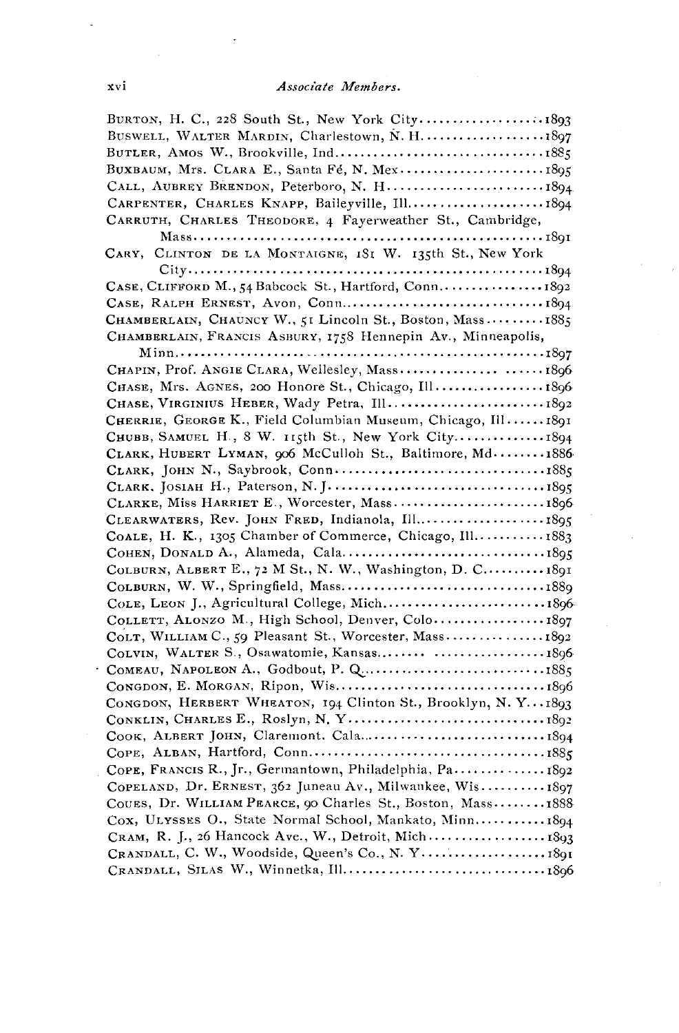BURTON, H. C., 228 South St., New York City....................1893
BUSWELL, WALTER MARDIN, Charlestown, N. H....................1897
BUTLER, AMOS W., Brookville, Ind................................1885
BUXBAUM, Mrs. CLARA E., Santa Fé, N. Mex.......................1895
CALL, AUBREY BRENDON, Peterboro, N. H.........................1894
CARPENTER, CHARLES KNAPP, Baileyville, Ill......................1894
CARRUTH, CHARLES THEODORE, 4 Fayerweather St., Cambridge, Mass.......................................................1891
CARY, CLINTON DE LA MONTAIGNE, 181 W. 135th St., New York City.......................................................1894
CASE, CLIFFORD M., 54 Babcock St., Hartford, Conn................1892
CASE, RALPH ERNEST, Avon, Conn................................1894
CHAMBERLAIN, CHAUNCY W., 51 Lincoln St., Boston, Mass..........1885
CHAMBERLAIN, FRANCIS ASBURY, 1758 Hennepin Av., Minneapolis, Minn.......................................................1897
CHAPIN, Prof. ANGIE CLARA, Wellesley, Mass......................1896
CHASE, Mrs. AGNES, 200 Honore St., Chicago, Ill.................1896
CHASE, VIRGINIUS HEBER, Wady Petra, Ill.........................1892
CHERRIE, GEORGE K., Field Columbian Museum, Chicago, Ill.......1891
CHUBB, SAMUEL H., 8 W. 115th St., New York City..............1894
CLARK, HUBERT LYMAN, 906 McCulloh St., Baltimore, Md.........1886
CLARK, JOHN N., Saybrook, Conn.................................1885
CLARK, JOSIAH H., Paterson, N. J...............................1895
CLARKE, Miss HARRIET E., Worcester, Mass.......................1896
CLEARWATERS, Rev. JOHN FRED, Indianola, Ill.....................1895
COALE, H. K., 1305 Chamber of Commerce, Chicago, Ill...........1883
COHEN, DONALD A., Alameda, Cala................................1895
COLBURN, ALBERT E., 72 M St., N. W., Washington, D. C..........1891
COLBURN, W. W., Springfield, Mass...............................1889
COLE, LEON J., Agricultural College, Mich.........................1896
COLLETT, ALONZO M., High School, Denver, Colo..................1897
COLT, WILLIAM C., 59 Pleasant St., Worcester, Mass...............1892
COLVIN, WALTER S., Osawatomie, Kansas...........................1896
COMEAU, NAPOLEON A., Godbout, P. Q.............................1885
CONGDON, E. MORGAN, Ripon, Wis.................................1896
CONGDON, HERBERT WHEATON, 194 Clinton St., Brooklyn, N. Y...1893
CONKLIN, CHARLES E., Roslyn, N. Y...............................1892
COOK, ALBERT JOHN, Claremont, Cala..............................1894
COPE, ALBAN, Hartford, Conn.....................................1885
COPE, FRANCIS R., Jr., Germantown, Philadelphia, Pa..............1892
COPELAND, Dr. ERNEST, 362 Juneau Av., Milwaukee, Wis..........1897
COUES, Dr. WILLIAM PEARCE, 90 Charles St., Boston, Mass........1888
COX, ULYSSES O., State Normal School, Mankato, Minn...........1894
CRAM, R. J., 26 Hancock Ave., W., Detroit, Mich..................1893
CRANDALL, C. W., Woodside, Queen's Co., N. Y...................1891
CRANDALL, SILAS W., Winnetka, Ill................................1896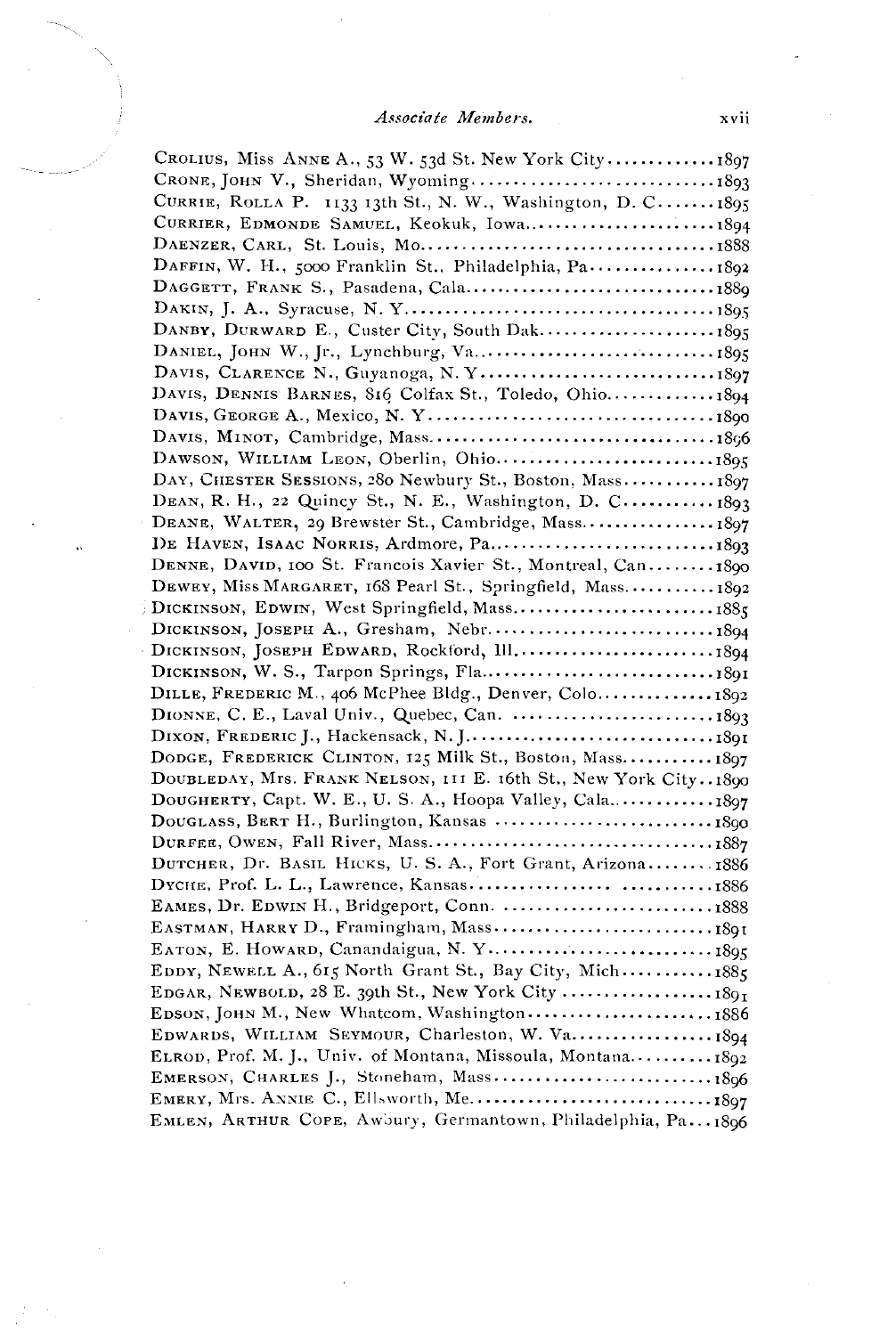CROLIUS, Miss ANNE A., 53 W. 53d St. New York City............1897
CRONE, JOHN V., Sheridan, Wyoming..............................1893
CURRIE, ROLLA P. 1133 13th St., N. W., Washington, D. C.......1895
CURRIER, EDMONDE SAMUEL, Keokuk, Iowa.........................1894
DAENZER, CARL, St. Louis, Mo...................................1888
DAFFIN, W. H., 5000 Franklin St., Philadelphia, Pa..............1892
DAGGETT, FRANK S., Pasadena, Cala..............................1889
DAKIN, J. A., Syracuse, N. Y....................................1895
DANBY, DURWARD E., Custer City, South Dak.....................1895
DANIEL, JOHN W., Jr., Lynchburg, Va.............................1895
DAVIS, CLARENCE N., Guyanoga, N. Y.............................1897
DAVIS, DENNIS BARNES, 816 Colfax St., Toledo, Ohio............1894
DAVIS, GEORGE A., Mexico, N. Y..................................1890
DAVIS, MINOT, Cambridge, Mass...................................1896
DAWSON, WILLIAM LEON, Oberlin, Ohio............................1895
DAY, CHESTER SESSIONS, 280 Newbury St., Boston, Mass...........1897
DEAN, R. H., 22 Quincy St., N. E., Washington, D. C............1893
DEANE, WALTER, 29 Brewster St., Cambridge, Mass................1897
DE HAVEN, ISAAC NORRIS, Ardmore, Pa............................1893
DENNE, DAVID, 100 St. Francois Xavier St., Montreal, Can........1890
DEWEY, Miss MARGARET, 168 Pearl St., Springfield, Mass..........1892
DICKINSON, EDWIN, West Springfield, Mass.........................1885
DICKINSON, JOSEPH A., Gresham, Nebr............................1894
DICKINSON, JOSEPH EDWARD, Rockford, Ill.........................1894
DICKINSON, W. S., Tarpon Springs, Fla............................1891
DILLE, FREDERIC M., 406 McPhee Bldg., Denver, Colo.............1892
DIONNE, C. E., Laval Univ., Quebec, Can. ........................1893
DIXON, FREDERIC J., Hackensack, N. J............................1891
DODGE, FREDERICK CLINTON, 125 Milk St., Boston, Mass...........1897
DOUBLEDAY, Mrs. FRANK NELSON, 111 E. 16th St., New York City..1890
DOUGHERTY, Capt. W. E., U. S. A., Hoopa Valley, Cala............1897
DOUGLASS, BERT H., Burlington, Kansas ..........................1890
DURFEE, OWEN, Fall River, Mass..................................1887
DUTCHER, Dr. BASIL HICKS, U. S. A., Fort Grant, Arizona........1886
DYCHE, Prof. L. L., Lawrence, Kansas................ ...........1886
EAMES, Dr. EDWIN H., Bridgeport, Conn. ..........................1888
EASTMAN, HARRY D., Framingham, Mass.............................1891
EATON, E. HOWARD, Canandaigua, N. Y............................1895
EDDY, NEWELL A., 615 North Grant St., Bay City, Mich...........1885
EDGAR, NEWBOLD, 28 E. 39th St., New York City ..................1891
EDSON, JOHN M., New Whatcom, Washington.......................1886
EDWARDS, WILLIAM SEYMOUR, Charleston, W. Va.................1894
ELROD, Prof. M. J., Univ. of Montana, Missoula, Montana..........1892
EMERSON, CHARLES J., Stoneham, Mass...........................1896
EMERY, Mrs. ANNIE C., Ellsworth, Me.............................1897
EMLEN, ARTHUR COPE, Awbury, Germantown, Philadelphia, Pa...1896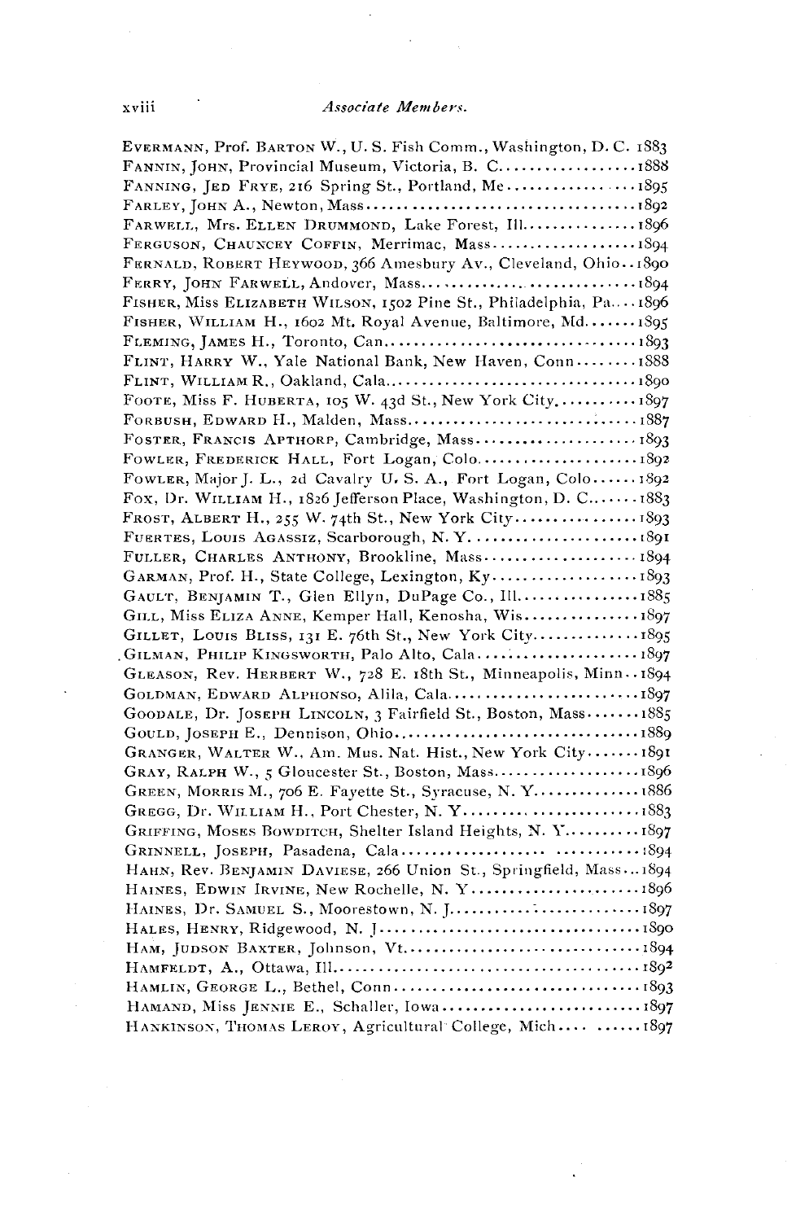EVERMANN, Prof. BARTON W., U. S. Fish Comm., Washington, D. C. 1883
FANNIN, JOHN, Provincial Museum, Victoria, B. C. ................. 1888
FANNING, JED FRYE, 216 Spring St., Portland, Me ................. 1895
FARLEY, JOHN A., Newton, Mass ................. 1892
FARWELL, Mrs. ELLEN DRUMMOND, Lake Forest, Ill ................. 1896
FERGUSON, CHAUNCEY COFFIN, Merrimac, Mass ................. 1894
FERNALD, ROBERT HEYWOOD, 366 Amesbury Av., Cleveland, Ohio .. 1890
FERRY, JOHN FARWELL, Andover, Mass ................. 1894
FISHER, Miss ELIZABETH WILSON, 1502 Pine St., Philadelphia, Pa .... 1896
FISHER, WILLIAM H., 1602 Mt. Royal Avenue, Baltimore, Md ....... 1895
FLEMING, JAMES H., Toronto, Can ................. 1893
FLINT, HARRY W., Yale National Bank, New Haven, Conn ........ 1888
FLINT, WILLIAM R., Oakland, Cala ................. 1890
FOOTE, Miss F. HUBERTA, 105 W. 43d St., New York City ........... 1897
FORBUSH, EDWARD H., Malden, Mass ................. 1887
FOSTER, FRANCIS APTHORP, Cambridge, Mass ................. 1893
FOWLER, FREDERICK HALL, Fort Logan, Colo ................. 1892
FOWLER, Major J. L., 2d Cavalry U. S. A., Fort Logan, Colo ...... 1892
FOX, Dr. WILLIAM H., 1826 Jefferson Place, Washington, D. C ....... 1883
FROST, ALBERT H., 255 W. 74th St., New York City ................. 1893
FUERTES, LOUIS AGASSIZ, Scarborough, N. Y ................. 1891
FULLER, CHARLES ANTHONY, Brookline, Mass ................. 1894
GARMAN, Prof. H., State College, Lexington, Ky ................. 1893
GAULT, BENJAMIN T., Glen Ellyn, DuPage Co., Ill ................. 1885
GILL, Miss ELIZA ANNE, Kemper Hall, Kenosha, Wis ................. 1897
GILLET, LOUIS BLISS, 131 E. 76th St., New York City ............. 1895
GILMAN, PHILIP KINGSWORTH, Palo Alto, Cala ................. 1897
GLEASON, Rev. HERBERT W., 728 E. 18th St., Minneapolis, Minn .. 1894
GOLDMAN, EDWARD ALPHONSO, Alila, Cala ................. 1897
GOODALE, Dr. JOSEPH LINCOLN, 3 Fairfield St., Boston, Mass ....... 1885
GOULD, JOSEPH E., Dennison, Ohio ................. 1889
GRANGER, WALTER W., Am. Mus. Nat. Hist., New York City ....... 1891
GRAY, RALPH W., 5 Gloucester St., Boston, Mass ................. 1896
GREEN, MORRIS M., 706 E. Fayette St., Syracuse, N. Y ............. 1886
GREGG, Dr. WILLIAM H., Port Chester, N. Y ................. 1883
GRIFFING, MOSES BOWDITCH, Shelter Island Heights, N. Y .......... 1897
GRINNELL, JOSEPH, Pasadena, Cala ................. 1894
HAHN, Rev. BENJAMIN DAVIESE, 266 Union St., Springfield, Mass ... 1894
HAINES, EDWIN IRVINE, New Rochelle, N. Y ................. 1896
HAINES, Dr. SAMUEL S., Moorestown, N. J ................. 1897
HALES, HENRY, Ridgewood, N. J ................. 1890
HAM, JUDSON BAXTER, Johnson, Vt ................. 1894
HAMFELDT, A., Ottawa, Ill ................. 1892
HAMLIN, GEORGE L., Bethel, Conn ................. 1893
HAMAND, Miss JENNIE E., Schaller, Iowa ................. 1897
HANKINSON, THOMAS LEROY, Agricultural College, Mich .... ...... 1897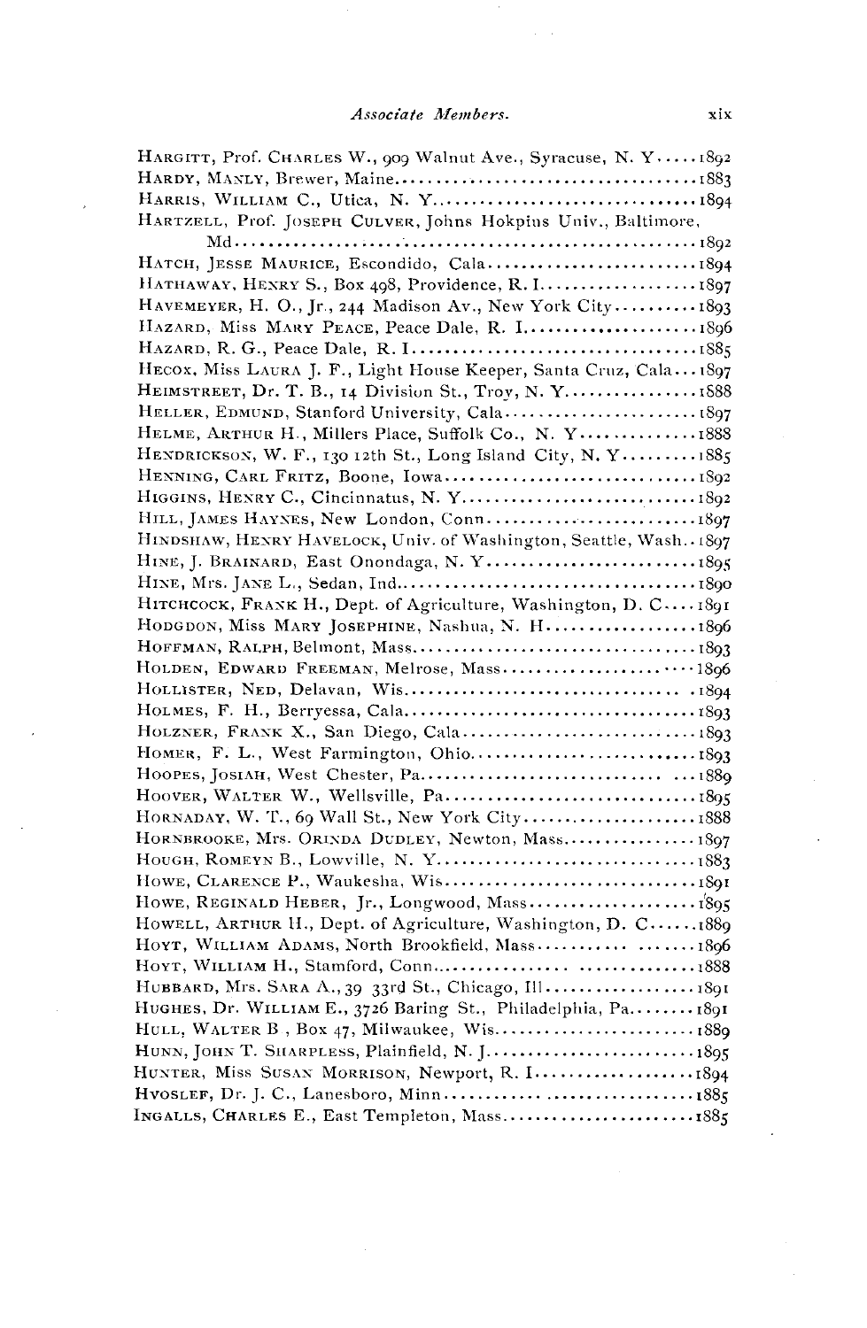HARGITT, Prof. CHARLES W., 909 Walnut Ave., Syracuse, N. Y.....1892
HARDY, MANLY, Brewer, Maine.....1883
HARRIS, WILLIAM C., Utica, N. Y.....1894
HARTZELL, Prof. JOSEPH CULVER, Johns Hokpins Univ., Baltimore, Md.....1892
HATCH, JESSE MAURICE, Escondido, Cala.....1894
HATHAWAY, HENRY S., Box 498, Providence, R. I.....1897
HAVEMEYER, H. O., Jr., 244 Madison Av., New York City.....1893
HAZARD, Miss MARY PEACE, Peace Dale, R. I.....1896
HAZARD, R. G., Peace Dale, R. I.....1885
HECOX, Miss LAURA J. F., Light House Keeper, Santa Cruz, Cala...1897
HEIMSTREET, Dr. T. B., 14 Division St., Troy, N. Y.....1888
HELLER, EDMUND, Stanford University, Cala.....1897
HELME, ARTHUR H., Millers Place, Suffolk Co., N. Y.....1888
HENDRICKSON, W. F., 130 12th St., Long Island City, N. Y.....1885
HENNING, CARL FRITZ, Boone, Iowa.....1892
HIGGINS, HENRY C., Cincinnatus, N. Y.....1892
HILL, JAMES HAYNES, New London, Conn.....1897
HINDSHAW, HENRY HAVELOCK, Univ. of Washington, Seattle, Wash..1897
HINE, J. BRAINARD, East Onondaga, N. Y.....1895
HINE, Mrs. JANE L., Sedan, Ind.....1890
HITCHCOCK, FRANK H., Dept. of Agriculture, Washington, D. C.....1891
HODGDON, Miss MARY JOSEPHINE, Nashua, N. H.....1896
HOFFMAN, RALPH, Belmont, Mass.....1893
HOLDEN, EDWARD FREEMAN, Melrose, Mass.....1896
HOLLISTER, NED, Delavan, Wis.....1894
HOLMES, F. H., Berryessa, Cala.....1893
HOLZNER, FRANK X., San Diego, Cala.....1893
HOMER, F. L., West Farmington, Ohio.....1893
HOOPES, JOSIAH, West Chester, Pa.....1889
HOOVER, WALTER W., Wellsville, Pa.....1895
HORNADAY, W. T., 69 Wall St., New York City.....1888
HORNBROOKE, Mrs. ORINDA DUDLEY, Newton, Mass.....1897
HOUGH, ROMEYN B., Lowville, N. Y.....1883
HOWE, CLARENCE P., Waukesha, Wis.....1891
HOWE, REGINALD HEBER, Jr., Longwood, Mass.....1895
HOWELL, ARTHUR H., Dept. of Agriculture, Washington, D. C.....1889
HOYT, WILLIAM ADAMS, North Brookfield, Mass.....1896
HOYT, WILLIAM H., Stamford, Conn.....1888
HUBBARD, Mrs. SARA A., 39 33rd St., Chicago, Ill.....1891
HUGHES, Dr. WILLIAM E., 3726 Baring St., Philadelphia, Pa.....1891
HULL, WALTER B., Box 47, Milwaukee, Wis.....1889
HUNN, JOHN T. SHARPLESS, Plainfield, N. J.....1895
HUNTER, Miss SUSAN MORRISON, Newport, R. I.....1894
HVOSLEF, Dr. J. C., Lanesboro, Minn.....1885
INGALLS, CHARLES E., East Templeton, Mass.....1885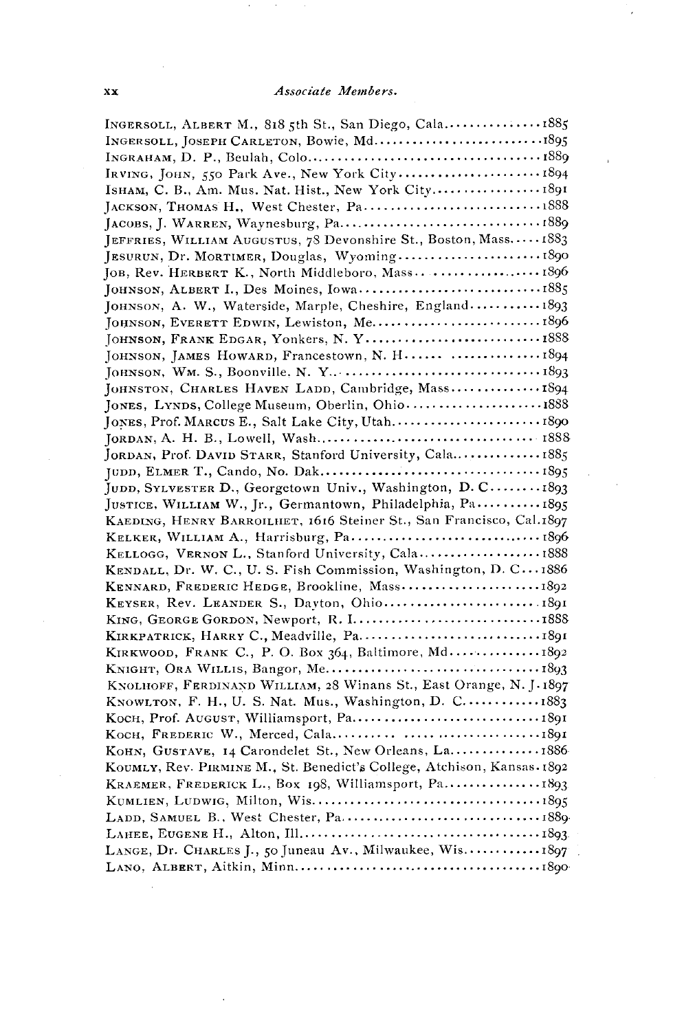INGERSOLL, ALBERT M., 818 5th St., San Diego, Cala. . . . . . . . . . . . . . . 1885
INGERSOLL, JOSEPH CARLETON, Bowie, Md. . . . . . . . . . . . . . . . . . . . . . . . . 1895
INGRAHAM, D. P., Beulah, Colo. . . . . . . . . . . . . . . . . . . . . . . . . . . . . . . . . . 1889
IRVING, JOHN, 550 Park Ave., New York City. . . . . . . . . . . . . . . . . . . . . . 1894
ISHAM, C. B., Am. Mus. Nat. Hist., New York City. . . . . . . . . . . . . . . . . 1891
JACKSON, THOMAS H., West Chester, Pa. . . . . . . . . . . . . . . . . . . . . . . . . . . 1888
JACOBS, J. WARREN, Waynesburg, Pa. . . . . . . . . . . . . . . . . . . . . . . . . . . . . . 1889
JEFFRIES, WILLIAM AUGUSTUS, 78 Devonshire St., Boston, Mass. . . . . 1883
JESURUN, Dr. MORTIMER, Douglas, Wyoming. . . . . . . . . . . . . . . . . . . . . . 1890
JOB, Rev. HERBERT K., North Middleboro, Mass. . . . . . . . . . . . . . . . . . . 1896
JOHNSON, ALBERT I., Des Moines, Iowa. . . . . . . . . . . . . . . . . . . . . . . . . . . 1885
JOHNSON, A. W., Waterside, Marple, Cheshire, England. . . . . . . . . . . 1893
JOHNSON, EVERETT EDWIN, Lewiston, Me. . . . . . . . . . . . . . . . . . . . . . . . . 1896
JOHNSON, FRANK EDGAR, Yonkers, N. Y. . . . . . . . . . . . . . . . . . . . . . . . . . . 1888
JOHNSON, JAMES HOWARD, Francestown, N. H. . . . . . . . . . . . . . . . . . . . 1894
JOHNSON, WM. S., Boonville, N. Y. . . . . . . . . . . . . . . . . . . . . . . . . . . . . . . . 1893
JOHNSTON, CHARLES HAVEN LADD, Cambridge, Mass. . . . . . . . . . . . . . 1894
JONES, LYNDS, College Museum, Oberlin, Ohio. . . . . . . . . . . . . . . . . . . . 1888
JONES, Prof. MARCUS E., Salt Lake City, Utah. . . . . . . . . . . . . . . . . . . . . 1890
JORDAN, A. H. B., Lowell, Wash. . . . . . . . . . . . . . . . . . . . . . . . . . . . . . . . . . 1888
JORDAN, Prof. DAVID STARR, Stanford University, Cala. . . . . . . . . . . . . 1885
JUDD, ELMER T., Cando, No. Dak. . . . . . . . . . . . . . . . . . . . . . . . . . . . . . . . . 1895
JUDD, SYLVESTER D., Georgetown Univ., Washington, D. C. . . . . . . . 1893
JUSTICE, WILLIAM W., Jr., Germantown, Philadelphia, Pa. . . . . . . . . . 1895
KAEDING, HENRY BARROILHET, 1616 Steiner St., San Francisco, Cal. 1897
KELKER, WILLIAM A., Harrisburg, Pa. . . . . . . . . . . . . . . . . . . . . . . . . . . . . . 1896
KELLOGG, VERNON L., Stanford University, Cala. . . . . . . . . . . . . . . . . . . 1888
KENDALL, Dr. W. C., U. S. Fish Commission, Washington, D. C. . . . 1886
KENNARD, FREDERIC HEDGE, Brookline, Mass. . . . . . . . . . . . . . . . . . . . . 1892
KEYSER, Rev. LEANDER S., Dayton, Ohio. . . . . . . . . . . . . . . . . . . . . . . . . . 1891
KING, GEORGE GORDON, Newport, R. I. . . . . . . . . . . . . . . . . . . . . . . . . . . . 1888
KIRKPATRICK, HARRY C., Meadville, Pa. . . . . . . . . . . . . . . . . . . . . . . . . . . 1891
KIRKWOOD, FRANK C., P. O. Box 364, Baltimore, Md. . . . . . . . . . . . . . 1892
KNIGHT, ORA WILLIS, Bangor, Me. . . . . . . . . . . . . . . . . . . . . . . . . . . . . . . . 1893
KNOLHOFF, FERDINAND WILLIAM, 28 Winans St., East Orange, N. J. 1897
KNOWLTON, F. H., U. S. Nat. Mus., Washington, D. C. . . . . . . . . . . . . 1883
KOCH, Prof. AUGUST, Williamsport, Pa. . . . . . . . . . . . . . . . . . . . . . . . . . . . 1891
KOCH, FREDERIC W., Merced, Cala. . . . . . . . . . . . . . . . . . . . . . . . . . . . . . . 1891
KOHN, GUSTAVE, 14 Carondelet St., New Orleans, La. . . . . . . . . . . . . 1886
KOUMLY, Rev. PIRMINE M., St. Benedict's College, Atchison, Kansas. 1892
KRAEMER, FREDERICK L., Box 198, Williamsport, Pa. . . . . . . . . . . . . . 1893
KUMLIEN, LUDWIG, Milton, Wis. . . . . . . . . . . . . . . . . . . . . . . . . . . . . . . . . . 1895
LADD, SAMUEL B., West Chester, Pa. . . . . . . . . . . . . . . . . . . . . . . . . . . . . . 1889
LAHEE, EUGENE H., Alton, Ill. . . . . . . . . . . . . . . . . . . . . . . . . . . . . . . . . . . . 1893
LANGE, Dr. CHARLES J., 50 Juneau Av., Milwaukee, Wis. . . . . . . . . . . . 1897
LANO, ALBERT, Aitkin, Minn. . . . . . . . . . . . . . . . . . . . . . . . . . . . . . . . . . . . . 1890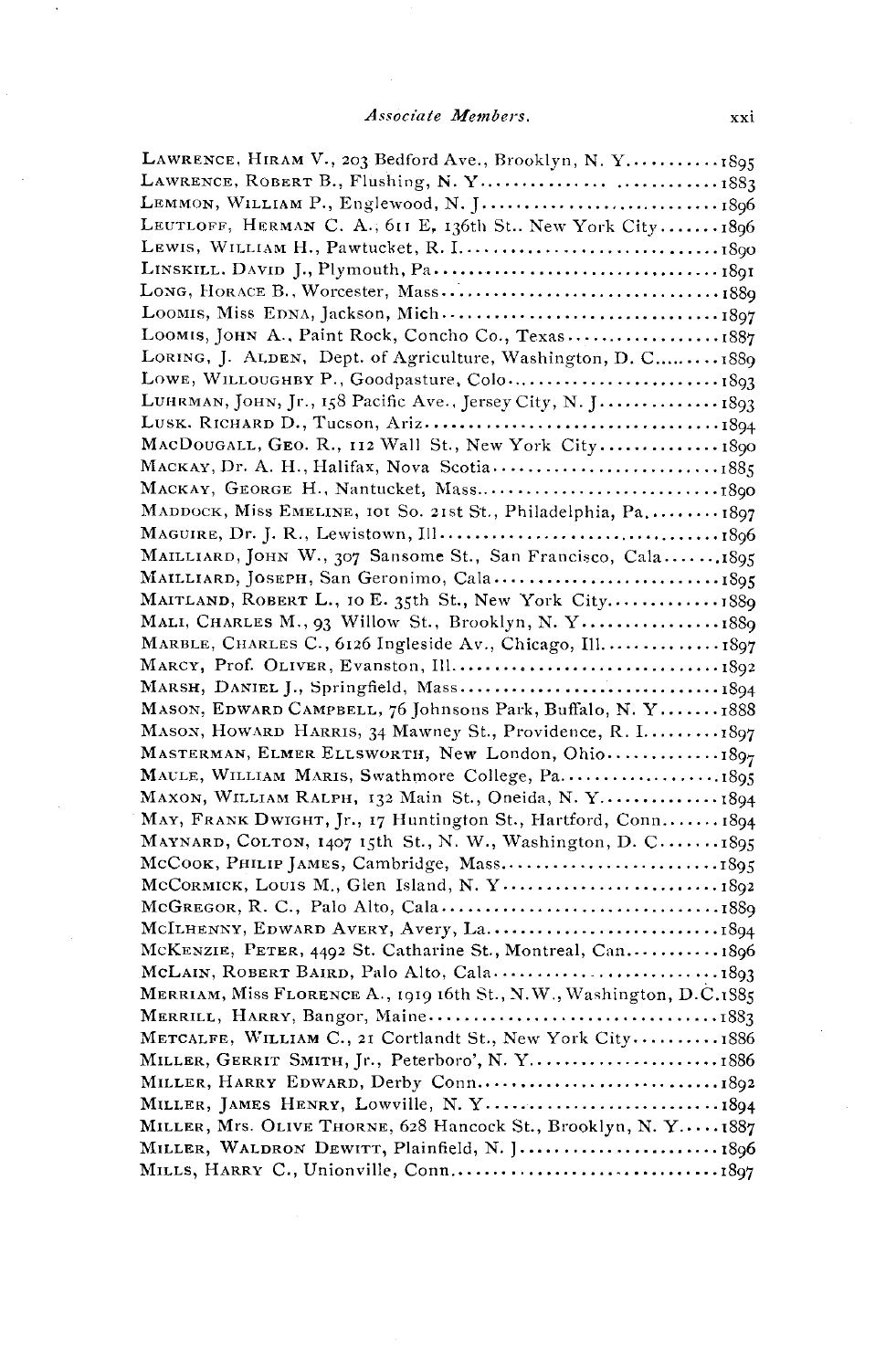LAWRENCE, HIRAM V., 203 Bedford Ave., Brooklyn, N. Y. ........... 1895
LAWRENCE, ROBERT B., Flushing, N. Y. ........................... 1883
LEMMON, WILLIAM P., Englewood, N. J. ........................... 1896
LEUTLOFF, HERMAN C. A., 611 E. 136th St.. New York City ....... 1896
LEWIS, WILLIAM H., Pawtucket, R. I. ............................ 1890
LINSKILL, DAVID J., Plymouth, Pa. .............................. 1891
LONG, HORACE B., Worcester, Mass. .............................. 1889
LOOMIS, Miss EDNA, Jackson, Mich. .............................. 1897
LOOMIS, JOHN A., Paint Rock, Concho Co., Texas ................. 1887
LORING, J. ALDEN, Dept. of Agriculture, Washington, D. C. ...... 1889
LOWE, WILLOUGHBY P., Goodpasture, Colo. ........................ 1893
LUHRMAN, JOHN, Jr., 158 Pacific Ave., Jersey City, N. J. ....... 1893
LUSK, RICHARD D., Tucson, Ariz. ................................ 1894
MACDOUGALL, GEO. R., 112 Wall St., New York City .............. 1890
MACKAY, Dr. A. H., Halifax, Nova Scotia ........................ 1885
MACKAY, GEORGE H., Nantucket, Mass. ............................ 1890
MADDOCK, Miss EMELINE, 101 So. 21st St., Philadelphia, Pa. ..... 1897
MAGUIRE, Dr. J. R., Lewistown, Ill. ............................ 1896
MAILLIARD, JOHN W., 307 Sansome St., San Francisco, Cala. ...... 1895
MAILLIARD, JOSEPH, San Geronimo, Cala. ......................... 1895
MAITLAND, ROBERT L., 10 E. 35th St., New York City ............. 1889
MALI, CHARLES M., 93 Willow St., Brooklyn, N. Y. ............... 1889
MARBLE, CHARLES C., 6126 Ingleside Av., Chicago, Ill. .......... 1897
MARCY, Prof. OLIVER, Evanston, Ill. ............................ 1892
MARSH, DANIEL J., Springfield, Mass. ........................... 1894
MASON, EDWARD CAMPBELL, 76 Johnsons Park, Buffalo, N. Y. ....... 1888
MASON, HOWARD HARRIS, 34 Mawney St., Providence, R. I. ......... 1897
MASTERMAN, ELMER ELLSWORTH, New London, Ohio ................... 1897
MAULE, WILLIAM MARIS, Swathmore College, Pa. ................... 1895
MAXON, WILLIAM RALPH, 132 Main St., Oneida, N. Y. .............. 1894
MAY, FRANK DWIGHT, Jr., 17 Huntington St., Hartford, Conn. ..... 1894
MAYNARD, COLTON, 1407 15th St., N. W., Washington, D. C. ....... 1895
McCOOK, PHILIP JAMES, Cambridge, Mass. ......................... 1895
McCORMICK, LOUIS M., Glen Island, N. Y. ........................ 1892
McGREGOR, R. C., Palo Alto, Cala. .............................. 1889
McILHENNY, EDWARD AVERY, Avery, La. ........................... 1894
McKENZIE, PETER, 4492 St. Catharine St., Montreal, Can. ........ 1896
McLAIN, ROBERT BAIRD, Palo Alto, Cala. ......................... 1893
MERRIAM, Miss FLORENCE A., 1919 16th St., N.W., Washington, D.C. 1885
MERRILL, HARRY, Bangor, Maine .................................. 1883
METCALFE, WILLIAM C., 21 Cortlandt St., New York City .......... 1886
MILLER, GERRIT SMITH, Jr., Peterboro', N. Y. ................... 1886
MILLER, HARRY EDWARD, Derby Conn. .............................. 1892
MILLER, JAMES HENRY, Lowville, N. Y. ........................... 1894
MILLER, Mrs. OLIVE THORNE, 628 Hancock St., Brooklyn, N. Y. .... 1887
MILLER, WALDRON DEWITT, Plainfield, N. J. ...................... 1896
MILLS, HARRY C., Unionville, Conn. ............................. 1897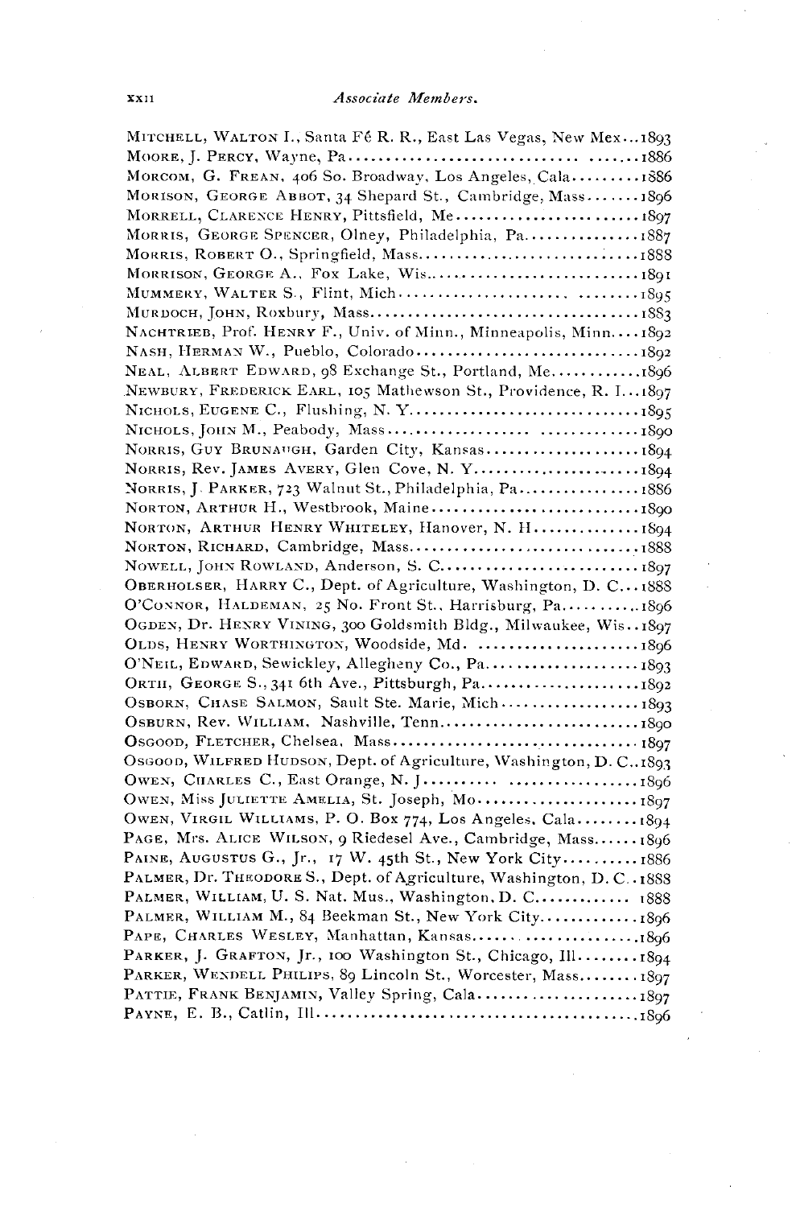## Associate Members.

MITCHELL, WALTON I., Santa Fé R. R., East Las Vegas, New Mex...1893
MOORE, J. PERCY, Wayne, Pa........................................1886
MORCOM, G. FREAN, 406 So. Broadway, Los Angeles, Cala.........1886
MORISON, GEORGE ABBOT, 34 Shepard St., Cambridge, Mass.......1896
MORRELL, CLARENCE HENRY, Pittsfield, Me..........................1897
MORRIS, GEORGE SPENCER, Olney, Philadelphia, Pa................1887
MORRIS, ROBERT O., Springfield, Mass...................................1888
MORRISON, GEORGE A., Fox Lake, Wis....................................1891
MUMMERY, WALTER S., Flint, Mich........................................1895
MURDOCH, JOHN, Roxbury, Mass...........................................1883
NACHTRIEB, Prof. HENRY F., Univ. of Minn., Minneapolis, Minn....1892
NASH, HERMAN W., Pueblo, Colorado......................................1892
NEAL, ALBERT EDWARD, 98 Exchange St., Portland, Me...........1896
NEWBURY, FREDERICK EARL, 105 Mathewson St., Providence, R. I...1897
NICHOLS, EUGENE C., Flushing, N. Y......................................1895
NICHOLS, JOHN M., Peabody, Mass........................................1890
NORRIS, GUY BRUNAUGH, Garden City, Kansas........................1894
NORRIS, Rev. JAMES AVERY, Glen Cove, N. Y...........................1894
NORRIS, J. PARKER, 723 Walnut St., Philadelphia, Pa..............1886
NORTON, ARTHUR H., Westbrook, Maine..................................1890
NORTON, ARTHUR HENRY WHITELEY, Hanover, N. H..................1894
NORTON, RICHARD, Cambridge, Mass......................................1888
NOWELL, JOHN ROWLAND, Anderson, S. C...............................1897
OBERHOLSER, HARRY C., Dept. of Agriculture, Washington, D. C...1888
O'CONNOR, HALDEMAN, 25 No. Front St., Harrisburg, Pa..........1896
OGDEN, Dr. HENRY VINING, 300 Goldsmith Bldg., Milwaukee, Wis..1897
OLDS, HENRY WORTHINGTON, Woodside, Md. ...........................1896
O'NEIL, EDWARD, Sewickley, Allegheny Co., Pa........................1893
ORTH, GEORGE S., 341 6th Ave., Pittsburgh, Pa........................1892
OSBORN, CHASE SALMON, Sault Ste. Marie, Mich.......................1893
OSBURN, Rev. WILLIAM, Nashville, Tenn..................................1890
OSGOOD, FLETCHER, Chelsea, Mass........................................1897
OSGOOD, WILFRED HUDSON, Dept. of Agriculture, Washington, D. C..1893
OWEN, CHARLES C., East Orange, N. J.....................................1896
OWEN, Miss JULIETTE AMELIA, St. Joseph, Mo...........................1897
OWEN, VIRGIL WILLIAMS, P. O. Box 774, Los Angeles, Cala........1894
PAGE, Mrs. ALICE WILSON, 9 Riedesel Ave., Cambridge, Mass......1896
PAINE, AUGUSTUS G., Jr., 17 W. 45th St., New York City..........1886
PALMER, Dr. THEODORE S., Dept. of Agriculture, Washington, D. C..1888
PALMER, WILLIAM, U. S. Nat. Mus., Washington, D. C............. 1888
PALMER, WILLIAM M., 84 Beekman St., New York City.............1896
PAPE, CHARLES WESLEY, Manhattan, Kansas.............................1896
PARKER, J. GRAFTON, Jr., 100 Washington St., Chicago, Ill........1894
PARKER, WENDELL PHILIPS, 89 Lincoln St., Worcester, Mass........1897
PATTIE, FRANK BENJAMIN, Valley Spring, Cala.........................1897
PAYNE, E. B., Catlin, Ill.........................................................1896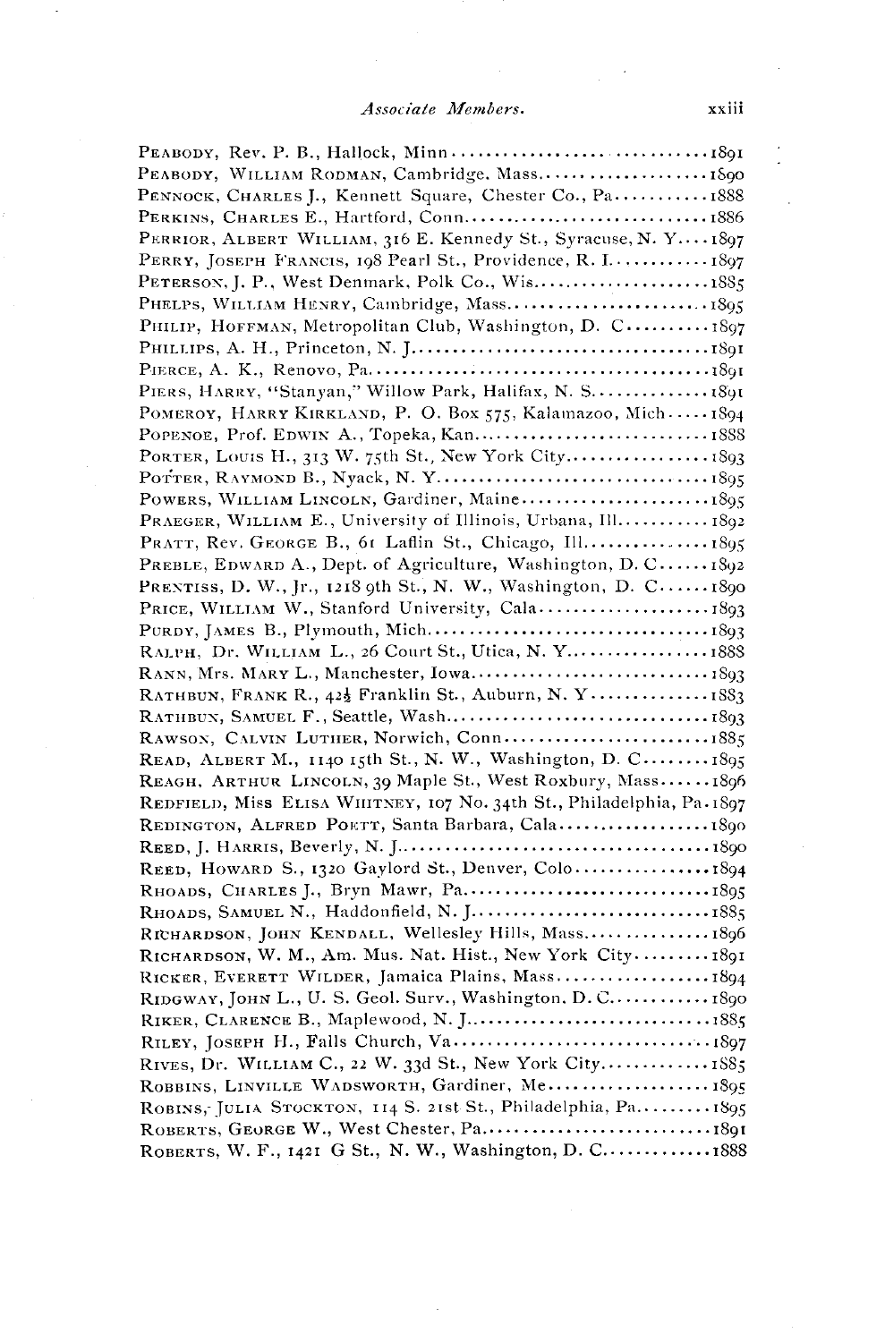PEABODY, Rev. P. B., Hallock, Minn.............................1891
PEABODY, WILLIAM RODMAN, Cambridge, Mass.....................1890
PENNOCK, CHARLES J., Kennett Square, Chester Co., Pa...........1888
PERKINS, CHARLES E., Hartford, Conn............................1886
PERRIOR, ALBERT WILLIAM, 316 E. Kennedy St., Syracuse, N. Y....1897
PERRY, JOSEPH FRANCIS, 198 Pearl St., Providence, R. I.........1897
PETERSON, J. P., West Denmark, Polk Co., Wis...................1885
PHELPS, WILLIAM HENRY, Cambridge, Mass.........................1895
PHILIP, HOFFMAN, Metropolitan Club, Washington, D. C...........1897
PHILLIPS, A. H., Princeton, N. J...............................1891
PIERCE, A. K., Renovo, Pa......................................1891
PIERS, HARRY, "Stanyan," Willow Park, Halifax, N. S............1891
POMEROY, HARRY KIRKLAND, P. O. Box 575, Kalamazoo, Mich.........1894
POPENOE, Prof. EDWIN A., Topeka, Kan...........................1888
PORTER, LOUIS H., 313 W. 75th St., New York City...............1893
POTTER, RAYMOND B., Nyack, N. Y................................1895
POWERS, WILLIAM LINCOLN, Gardiner, Maine.......................1895
PRAEGER, WILLIAM E., University of Illinois, Urbana, Ill.......1892
PRATT, Rev. GEORGE B., 61 Laflin St., Chicago, Ill.............1895
PREBLE, EDWARD A., Dept. of Agriculture, Washington, D. C......1892
PRENTISS, D. W., Jr., 1218 9th St., N. W., Washington, D. C....1890
PRICE, WILLIAM W., Stanford University, Cala...................1893
PURDY, JAMES B., Plymouth, Mich.................................1893
RALPH, Dr. WILLIAM L., 26 Court St., Utica, N. Y...............1888
RANN, Mrs. MARY L., Manchester, Iowa...........................1893
RATHBUN, FRANK R., 42½ Franklin St., Auburn, N. Y..............1883
RATHBUN, SAMUEL F., Seattle, Wash..............................1893
RAWSON, CALVIN LUTHER, Norwich, Conn...........................1885
READ, ALBERT M., 1140 15th St., N. W., Washington, D. C........1895
REAGH, ARTHUR LINCOLN, 39 Maple St., West Roxbury, Mass........1896
REDFIELD, Miss ELISA WHITNEY, 107 No. 34th St., Philadelphia, Pa..1897
REDINGTON, ALFRED POETT, Santa Barbara, Cala...................1890
REED, J. HARRIS, Beverly, N. J.................................1890
REED, HOWARD S., 1320 Gaylord St., Denver, Colo................1894
RHOADS, CHARLES J., Bryn Mawr, Pa..............................1895
RHOADS, SAMUEL N., Haddonfield, N. J...........................1885
RICHARDSON, JOHN KENDALL, Wellesley Hills, Mass................1896
RICHARDSON, W. M., Am. Mus. Nat. Hist., New York City..........1891
RICKER, EVERETT WILDER, Jamaica Plains, Mass...................1894
RIDGWAY, JOHN L., U. S. Geol. Surv., Washington, D. C..........1890
RIKER, CLARENCE B., Maplewood, N. J............................1885
RILEY, JOSEPH H., Falls Church, Va.............................1897
RIVES, Dr. WILLIAM C., 22 W. 33d St., New York City............1885
ROBBINS, LINVILLE WADSWORTH, Gardiner, Me.....................1895
ROBINS, JULIA STOCKTON, 114 S. 21st St., Philadelphia, Pa......1895
ROBERTS, GEORGE W., West Chester, Pa...........................1891
ROBERTS, W. F., 1421 G St., N. W., Washington, D. C............1888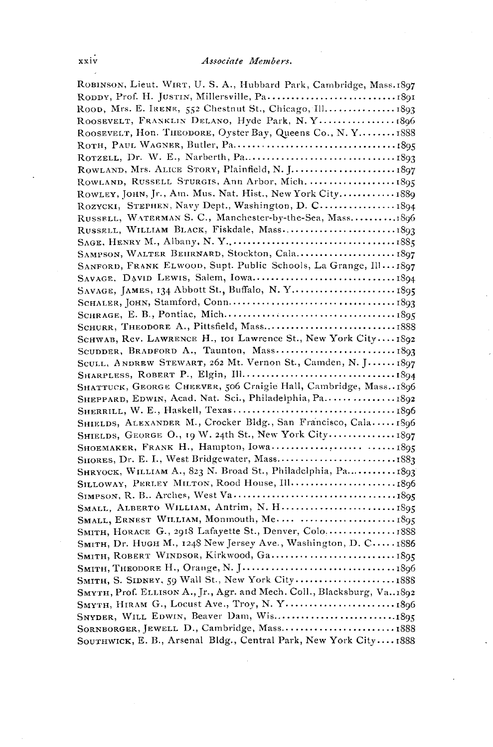Robinson, Lieut. Wirt, U. S. A., Hubbard Park, Cambridge, Mass. 1897
Roddy, Prof. H. Justin, Millersville, Pa. 1891
Rood, Mrs. E. Irene, 552 Chestnut St., Chicago, Ill. 1893
Roosevelt, Franklin Delano, Hyde Park, N. Y. 1896
Roosevelt, Hon. Theodore, Oyster Bay, Queens Co., N. Y. 1888
Roth, Paul Wagner, Butler, Pa. 1895
Rotzell, Dr. W. E., Narberth, Pa. 1893
Rowland, Mrs. Alice Story, Plainfield, N. J. 1897
Rowland, Russell Sturgis, Ann Arbor, Mich. 1895
Rowley, John, Jr., Am. Mus. Nat. Hist., New York City 1889
Rozycki, Stephen, Navy Dept., Washington, D. C. 1894
Russell, Waterman S. C., Manchester-by-the-Sea, Mass. 1896
Russell, William Black, Fiskdale, Mass. 1893
Sage, Henry M., Albany, N. Y. 1885
Sampson, Walter Behrnard, Stockton, Cala. 1897
Sanford, Frank Elwood, Supt. Public Schools, La Grange, Ill. 1897
Savage, David Lewis, Salem, Iowa 1894
Savage, James, 134 Abbott St., Buffalo, N. Y. 1895
Schaler, John, Stamford, Conn. 1893
Schrage, E. B., Pontiac, Mich. 1895
Schurr, Theodore A., Pittsfield, Mass. 1888
Schwab, Rev. Lawrence H., 101 Lawrence St., New York City 1892
Scudder, Bradford A., Taunton, Mass. 1893
Scull, Andrew Stewart, 262 Mt. Vernon St., Camden, N. J. 1897
Sharpless, Robert P., Elgin, Ill. 1894
Shattuck, George Cheever, 506 Craigie Hall, Cambridge, Mass. 1896
Sheppard, Edwin, Acad. Nat. Sci., Philadelphia, Pa. 1892
Sherrill, W. E., Haskell, Texas 1896
Shields, Alexander M., Crocker Bldg., San Francisco, Cala. 1896
Shields, George O., 19 W. 24th St., New York City 1897
Shoemaker, Frank H., Hampton, Iowa 1895
Shores, Dr. E. I., West Bridgewater, Mass. 1883
Shryock, William A., 823 N. Broad St., Philadelphia, Pa. 1893
Silloway, Perley Milton, Rood House, Ill. 1896
Simpson, R. B., Arches, West Va. 1895
Small, Alberto William, Antrim, N. H. 1895
Small, Ernest William, Monmouth, Me. 1895
Smith, Horace G., 2918 Lafayette St., Denver, Colo. 1888
Smith, Dr. Hugh M., 1248 New Jersey Ave., Washington, D. C. 1886
Smith, Robert Windsor, Kirkwood, Ga. 1895
Smith, Theodore H., Orange, N. J. 1896
Smith, S. Sidney, 59 Wall St., New York City 1888
Smyth, Prof. Ellison A., Jr., Agr. and Mech. Coll., Blacksburg, Va. 1892
Smyth, Hiram G., Locust Ave., Troy, N. Y. 1896
Snyder, Will Edwin, Beaver Dam, Wis. 1895
Sornborger, Jewell D., Cambridge, Mass. 1888
Southwick, E. B., Arsenal Bldg., Central Park, New York City 1888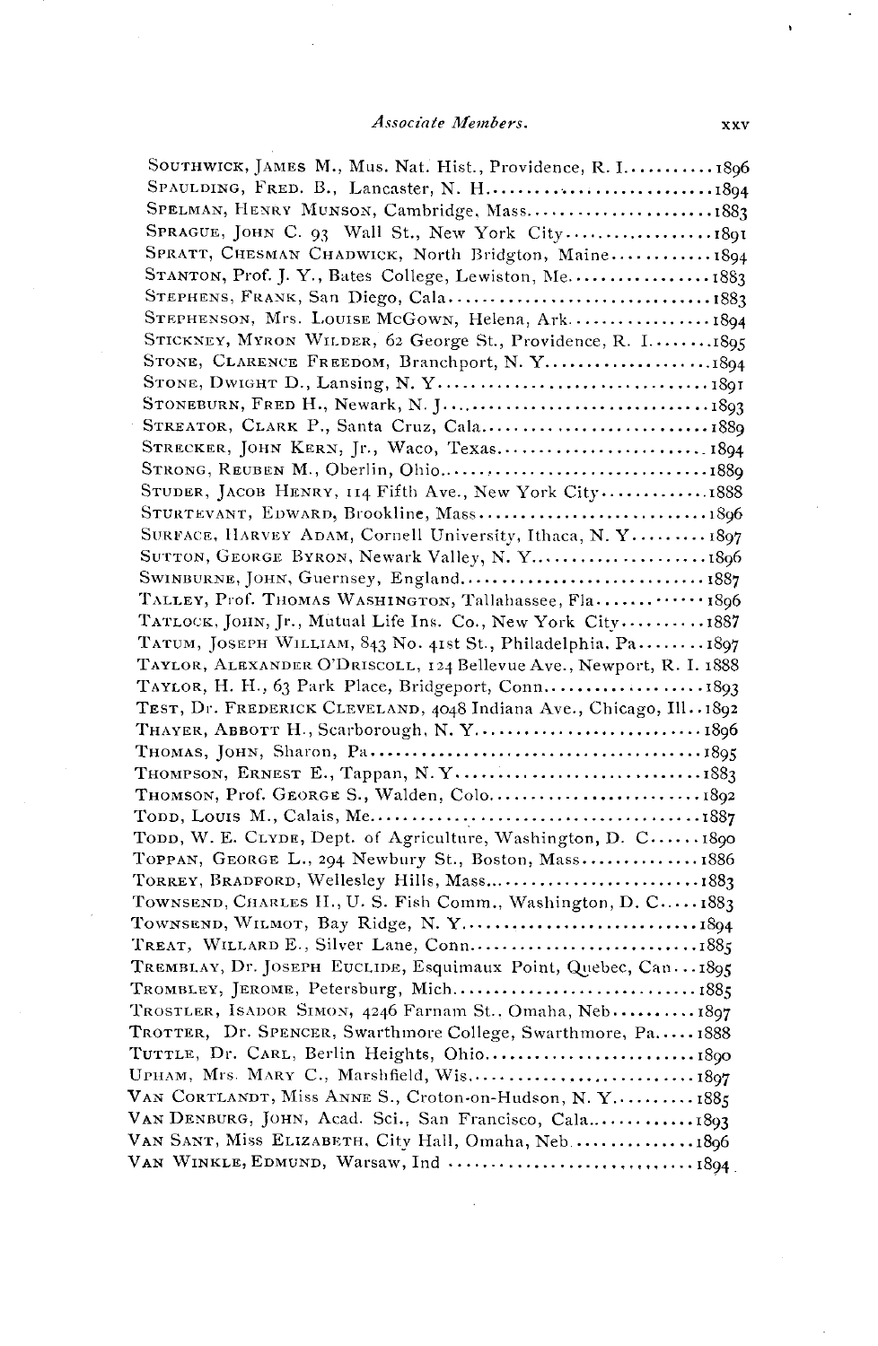Southwick, James M., Mus. Nat. Hist., Providence, R. I..........1896
Spaulding, Fred. B., Lancaster, N. H..........................1894
Spelman, Henry Munson, Cambridge, Mass......................1883
Sprague, John C. 93 Wall St., New York City..................1891
Spratt, Chesman Chadwick, North Bridgton, Maine............1894
Stanton, Prof. J. Y., Bates College, Lewiston, Me.................1883
Stephens, Frank, San Diego, Cala................................1883
Stephenson, Mrs. Louise McGown, Helena, Ark.................1894
Stickney, Myron Wilder, 62 George St., Providence, R. I........1895
Stone, Clarence Freedom, Branchport, N. Y....................1894
Stone, Dwight D., Lansing, N. Y................................1891
Stoneburn, Fred H., Newark, N. J..............................1893
Streator, Clark P., Santa Cruz, Cala...........................1889
Strecker, John Kern, Jr., Waco, Texas.........................1894
Strong, Reuben M., Oberlin, Ohio................................1889
Studer, Jacob Henry, 114 Fifth Ave., New York City............1888
Sturtevant, Edward, Brookline, Mass............................1896
Surface, Harvey Adam, Cornell University, Ithaca, N. Y.........1897
Sutton, George Byron, Newark Valley, N. Y.....................1896
Swinburne, John, Guernsey, England.............................1887
Talley, Prof. Thomas Washington, Tallahassee, Fla..............1896
Tatlock, John, Jr., Mutual Life Ins. Co., New York City..........1887
Tatum, Joseph William, 843 No. 41st St., Philadelphia, Pa........1897
Taylor, Alexander O'Driscoll, 124 Bellevue Ave., Newport, R. I. 1888
Taylor, H. H., 63 Park Place, Bridgeport, Conn...................1893
Test, Dr. Frederick Cleveland, 4048 Indiana Ave., Chicago, Ill..1892
Thayer, Abbott H., Scarborough, N. Y............................1896
Thomas, John, Sharon, Pa........................................1895
Thompson, Ernest E., Tappan, N. Y..............................1883
Thomson, Prof. George S., Walden, Colo.........................1892
Todd, Louis M., Calais, Me.......................................1887
Todd, W. E. Clyde, Dept. of Agriculture, Washington, D. C......1890
Toppan, George L., 294 Newbury St., Boston, Mass..............1886
Torrey, Bradford, Wellesley Hills, Mass..........................1883
Townsend, Charles H., U. S. Fish Comm., Washington, D. C.....1883
Townsend, Wilmot, Bay Ridge, N. Y............................1894
Treat, Willard E., Silver Lane, Conn...........................1885
Tremblay, Dr. Joseph Euclide, Esquimaux Point, Quebec, Can...1895
Trombley, Jerome, Petersburg, Mich.............................1885
Trostler, Isador Simon, 4246 Farnam St., Omaha, Neb..........1897
Trotter, Dr. Spencer, Swarthmore College, Swarthmore, Pa.....1888
Tuttle, Dr. Carl, Berlin Heights, Ohio..........................1890
Upham, Mrs. Mary C., Marshfield, Wis...........................1897
Van Cortlandt, Miss Anne S., Croton-on-Hudson, N. Y..........1885
Van Denburg, John, Acad. Sci., San Francisco, Cala.............1893
Van Sant, Miss Elizabeth, City Hall, Omaha, Neb...............1896
Van Winkle, Edmund, Warsaw, Ind .............................1894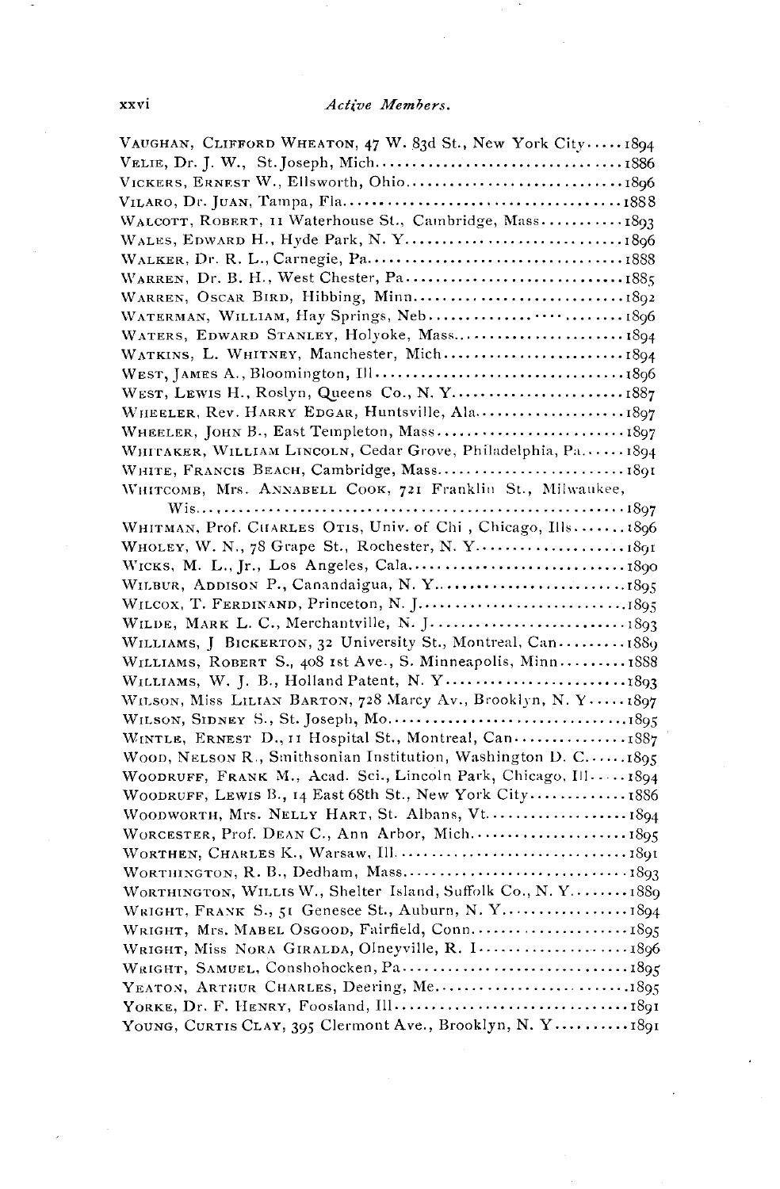VAUGHAN, CLIFFORD WHEATON, 47 W. 83d St., New York City.....1894
VELIE, Dr. J. W., St. Joseph, Mich.....1886
VICKERS, ERNEST W., Ellsworth, Ohio.....1896
VILARO, Dr. JUAN, Tampa, Fla.....1888
WALCOTT, ROBERT, 11 Waterhouse St., Cambridge, Mass.....1893
WALES, EDWARD H., Hyde Park, N. Y.....1896
WALKER, Dr. R. L., Carnegie, Pa.....1888
WARREN, Dr. B. H., West Chester, Pa.....1885
WARREN, OSCAR BIRD, Hibbing, Minn.....1892
WATERMAN, WILLIAM, Hay Springs, Neb.....1896
WATERS, EDWARD STANLEY, Holyoke, Mass.....1894
WATKINS, L. WHITNEY, Manchester, Mich.....1894
WEST, JAMES A., Bloomington, Ill.....1896
WEST, LEWIS H., Roslyn, Queens Co., N. Y.....1887
WHEELER, Rev. HARRY EDGAR, Huntsville, Ala.....1897
WHEELER, JOHN B., East Templeton, Mass.....1897
WHITAKER, WILLIAM LINCOLN, Cedar Grove, Philadelphia, Pa.....1894
WHITE, FRANCIS BEACH, Cambridge, Mass.....1891
WHITCOMB, Mrs. ANNABELL COOK, 721 Franklin St., Milwaukee, Wis.....1897
WHITMAN, Prof. CHARLES OTIS, Univ. of Chi., Chicago, Ills.....1896
WHOLEY, W. N., 78 Grape St., Rochester, N. Y.....1891
WICKS, M. L., Jr., Los Angeles, Cala.....1890
WILBUR, ADDISON P., Canandaigua, N. Y.....1895
WILCOX, T. FERDINAND, Princeton, N. J.....1895
WILDE, MARK L. C., Merchantville, N. J.....1893
WILLIAMS, J BICKERTON, 32 University St., Montreal, Can.....1889
WILLIAMS, ROBERT S., 408 1st Ave., S. Minneapolis, Minn.....1888
WILLIAMS, W. J. B., Holland Patent, N. Y.....1893
WILSON, Miss LILIAN BARTON, 728 Marcy Av., Brooklyn, N. Y.....1897
WILSON, SIDNEY S., St. Joseph, Mo.....1895
WINTLE, ERNEST D., 11 Hospital St., Montreal, Can.....1887
WOOD, NELSON R., Smithsonian Institution, Washington D. C.....1895
WOODRUFF, FRANK M., Acad. Sci., Lincoln Park, Chicago, Ill.....1894
WOODRUFF, LEWIS B., 14 East 68th St., New York City.....1886
WOODWORTH, Mrs. NELLY HART, St. Albans, Vt.....1894
WORCESTER, Prof. DEAN C., Ann Arbor, Mich.....1895
WORTHEN, CHARLES K., Warsaw, Ill.....1891
WORTHINGTON, R. B., Dedham, Mass.....1893
WORTHINGTON, WILLIS W., Shelter Island, Suffolk Co., N. Y.....1889
WRIGHT, FRANK S., 51 Genesee St., Auburn, N. Y.....1894
WRIGHT, Mrs. MABEL OSGOOD, Fairfield, Conn.....1895
WRIGHT, Miss NORA GIRALDA, Olneyville, R. I.....1896
WRIGHT, SAMUEL, Conshohocken, Pa.....1895
YEATON, ARTHUR CHARLES, Deering, Me.....1895
YORKE, Dr. F. HENRY, Foosland, Ill.....1891
YOUNG, CURTIS CLAY, 395 Clermont Ave., Brooklyn, N. Y.....1891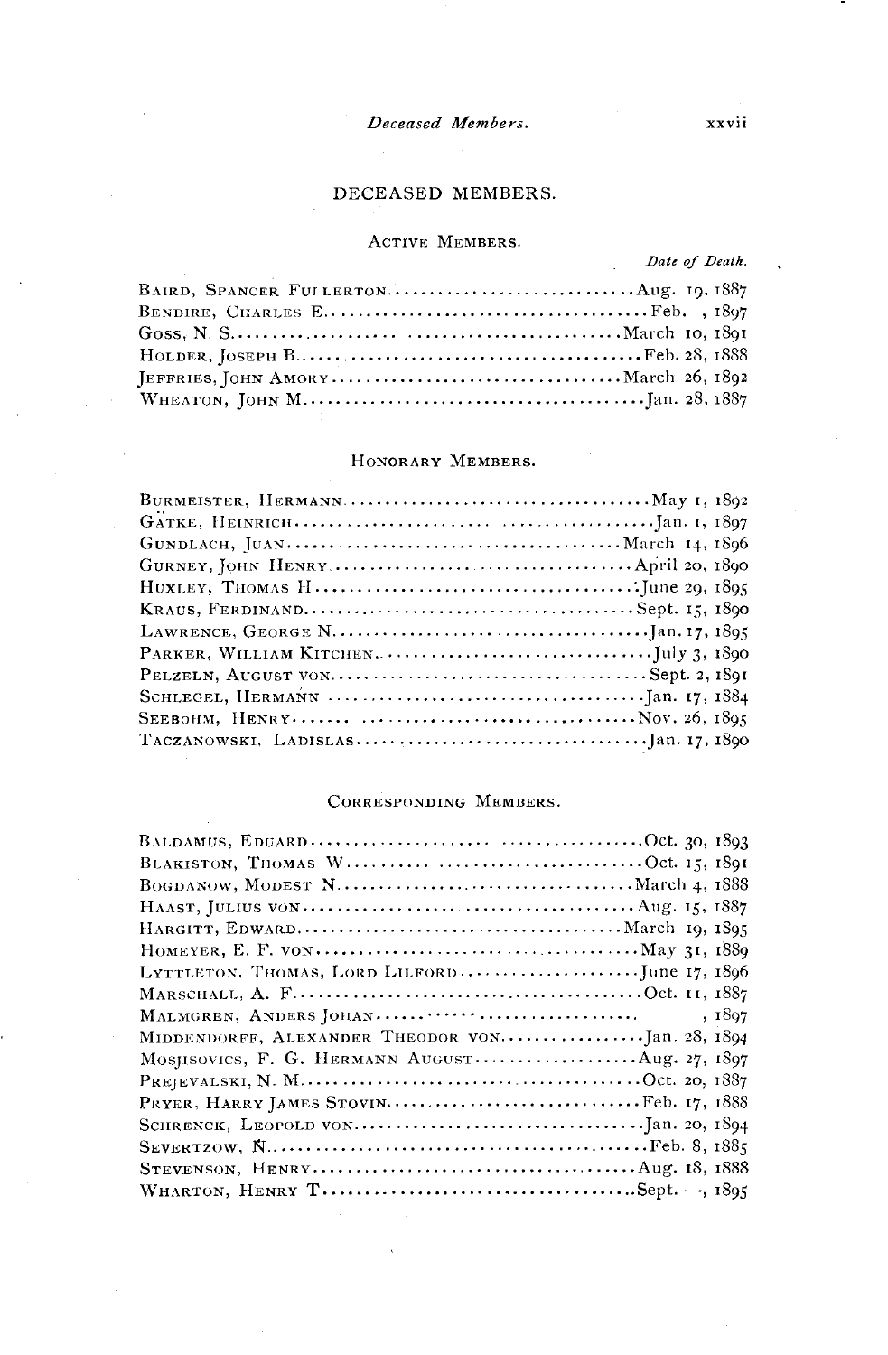## DECEASED MEMBERS.

### Active Members.

| | *Date of Death.* |
|---|---|
| Baird, Spancer Fullerton | Aug. 19, 1887 |
| Bendire, Charles E. | Feb. , 1897 |
| Goss, N. S. | March 10, 1891 |
| Holder, Joseph B. | Feb. 28, 1888 |
| Jeffries, John Amory | March 26, 1892 |
| Wheaton, John M. | Jan. 28, 1887 |

### Honorary Members.

| | |
|---|---|
| Burmeister, Hermann | May 1, 1892 |
| Gätke, Heinrich | Jan. 1, 1897 |
| Gundlach, Juan | March 14, 1896 |
| Gurney, John Henry | April 20, 1890 |
| Huxley, Thomas H. | June 29, 1895 |
| Kraus, Ferdinand | Sept. 15, 1890 |
| Lawrence, George N. | Jan. 17, 1895 |
| Parker, William Kitchen | July 3, 1890 |
| Pelzeln, August von | Sept. 2, 1891 |
| Schlegel, Hermann | Jan. 17, 1884 |
| Seebohm, Henry | Nov. 26, 1895 |
| Taczanowski, Ladislas | Jan. 17, 1890 |

### Corresponding Members.

| | |
|---|---|
| Baldamus, Eduard | Oct. 30, 1893 |
| Blakiston, Thomas W. | Oct. 15, 1891 |
| Bogdanow, Modest N. | March 4, 1888 |
| Haast, Julius von | Aug. 15, 1887 |
| Hargitt, Edward | March 19, 1895 |
| Homeyer, E. F. von | May 31, 1889 |
| Lyttleton, Thomas, Lord Lilford | June 17, 1896 |
| Marschall, A. F. | Oct. 11, 1887 |
| Malmgren, Anders Johan | , 1897 |
| Middendorff, Alexander Theodor von | Jan. 28, 1894 |
| Mosjisovics, F. G. Hermann August | Aug. 27, 1897 |
| Prejevalski, N. M. | Oct. 20, 1887 |
| Pryer, Harry James Stovin | Feb. 17, 1888 |
| Schrenck, Leopold von | Jan. 20, 1894 |
| Severtzow, N. | Feb. 8, 1885 |
| Stevenson, Henry | Aug. 18, 1888 |
| Wharton, Henry T. | Sept. —, 1895 |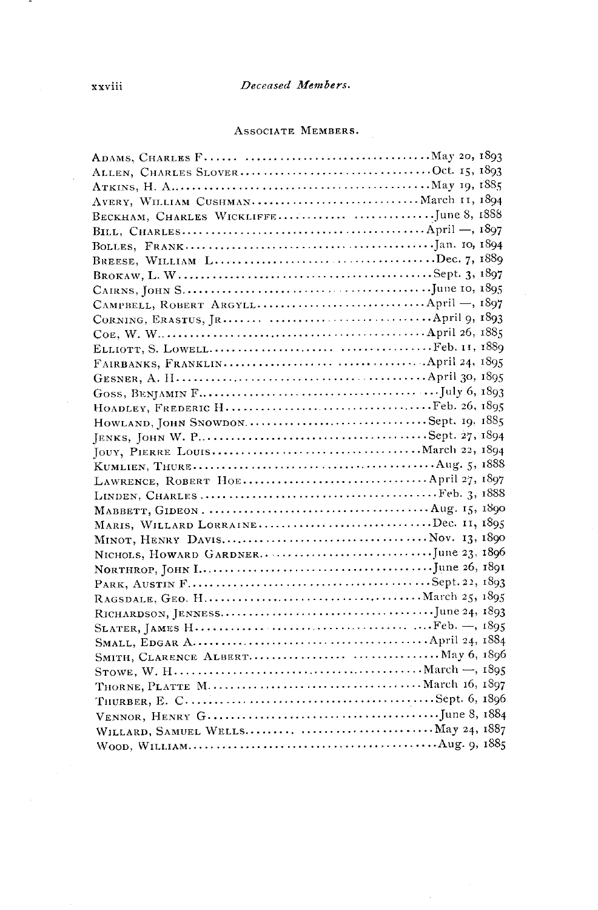## Associate Members.

Adams, Charles F. .......... May 20, 1893
Allen, Charles Slover .......... Oct. 15, 1893
Atkins, H. A. .......... May 19, 1885
Avery, William Cushman .......... March 11, 1894
Beckham, Charles Wickliffe .......... June 8, 1888
Bill, Charles .......... April —, 1897
Bolles, Frank .......... Jan. 10, 1894
Breese, William L. .......... Dec. 7, 1889
Brokaw, L. W. .......... Sept. 3, 1897
Cairns, John S. .......... June 10, 1895
Campbell, Robert Argyll .......... April —, 1897
Corning, Erastus, Jr. .......... April 9, 1893
Coe, W. W. .......... April 26, 1885
Elliott, S. Lowell .......... Feb. 11, 1889
Fairbanks, Franklin .......... April 24, 1895
Gesner, A. H. .......... April 30, 1895
Goss, Benjamin F. .......... July 6, 1893
Hoadley, Frederic H. .......... Feb. 26, 1895
Howland, John Snowdon .......... Sept. 19, 1885
Jenks, John W. P. .......... Sept. 27, 1894
Jouy, Pierre Louis .......... March 22, 1894
Kumlien, Thure .......... Aug. 5, 1888
Lawrence, Robert Hoe .......... April 27, 1897
Linden, Charles .......... Feb. 3, 1888
Mabbett, Gideon .......... Aug. 15, 1890
Maris, Willard Lorraine .......... Dec. 11, 1895
Minot, Henry Davis .......... Nov. 13, 1890
Nichols, Howard Gardner .......... June 23, 1896
Northrop, John I. .......... June 26, 1891
Park, Austin F. .......... Sept. 22, 1893
Ragsdale, Geo. H. .......... March 25, 1895
Richardson, Jenness .......... June 24, 1893
Slater, James H. .......... Feb. —, 1895
Small, Edgar A. .......... April 24, 1884
Smith, Clarence Albert .......... May 6, 1896
Stowe, W. H. .......... March —, 1895
Thorne, Platte M. .......... March 16, 1897
Thurber, E. C. .......... Sept. 6, 1896
Vennor, Henry G. .......... June 8, 1884
Willard, Samuel Wells .......... May 24, 1887
Wood, William .......... Aug. 9, 1885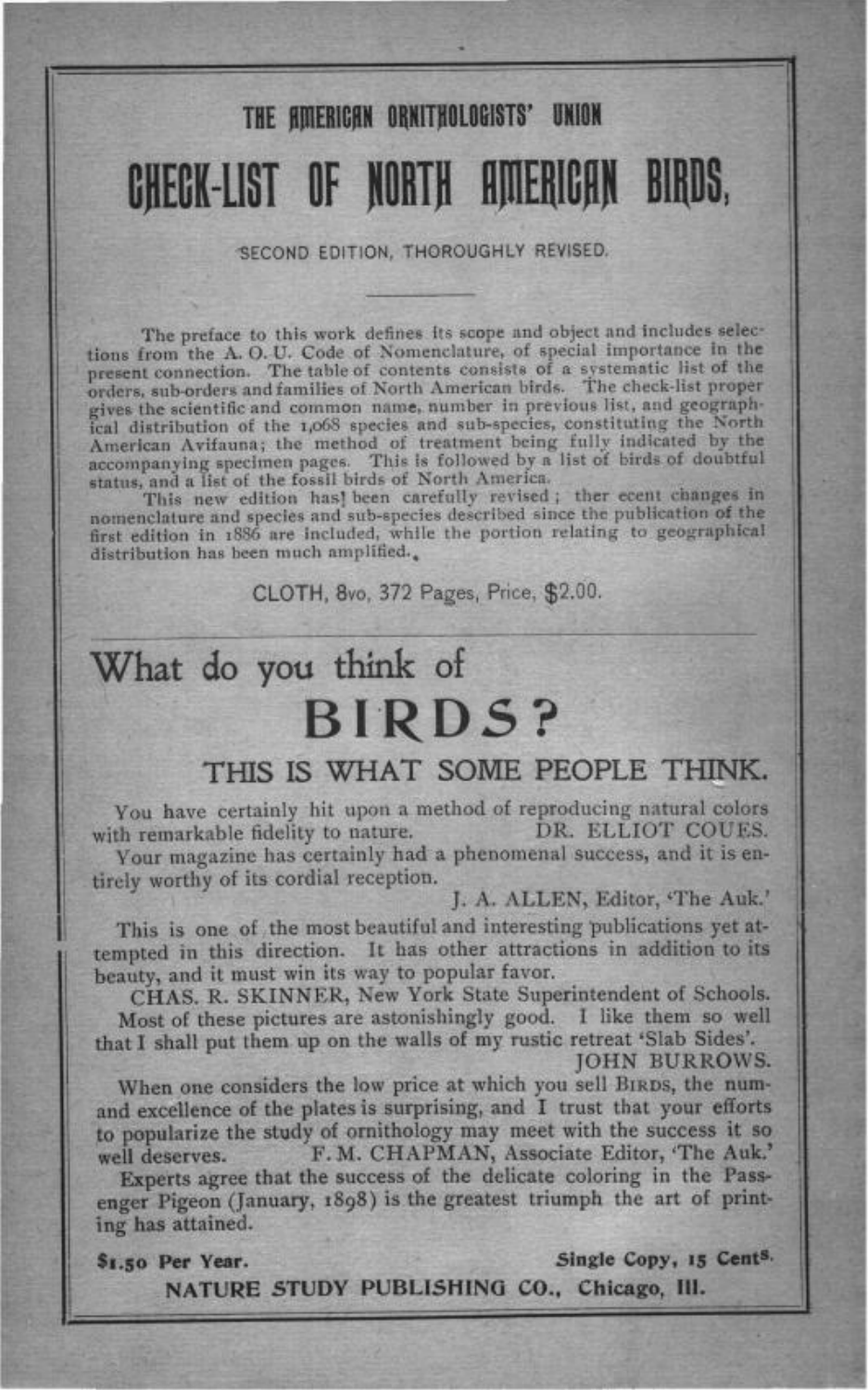THE AMERICAN ORNITHOLOGISTS' UNION

# CHECK-LIST OF NORTH AMERICAN BIRDS,

SECOND EDITION, THOROUGHLY REVISED.

The preface to this work defines its scope and object and includes selections from the A. O. U. Code of Nomenclature, of special importance in the present connection. The table of contents consists of a systematic list of the orders, sub-orders and families of North American birds. The check-list proper gives the scientific and common name, number in previous list, and geographical distribution of the 1,068 species and sub-species, constituting the North American Avifauna; the method of treatment being fully indicated by the accompanying specimen pages. This is followed by a list of birds of doubtful status, and a list of the fossil birds of North America.

This new edition has] been carefully revised; ther ecent changes in nomenclature and species and sub-species described since the publication of the first edition in 1886 are included, while the portion relating to geographical distribution has been much amplified.

CLOTH, 8vo, 372 Pages, Price, $2.00.

---

# What do you think of BIRDS?

## THIS IS WHAT SOME PEOPLE THINK.

You have certainly hit upon a method of reproducing natural colors with remarkable fidelity to nature. DR. ELLIOT COUES.

Your magazine has certainly had a phenomenal success, and it is entirely worthy of its cordial reception.

J. A. ALLEN, Editor, 'The Auk.'

This is one of the most beautiful and interesting publications yet attempted in this direction. It has other attractions in addition to its beauty, and it must win its way to popular favor.

CHAS. R. SKINNER, New York State Superintendent of Schools.

Most of these pictures are astonishingly good. I like them so well that I shall put them up on the walls of my rustic retreat 'Slab Sides'.

JOHN BURROWS.

When one considers the low price at which you sell BIRDS, the numand excellence of the plates is surprising, and I trust that your efforts to popularize the study of ornithology may meet with the success it so well deserves. F. M. CHAPMAN, Associate Editor, 'The Auk.'

Experts agree that the success of the delicate coloring in the Passenger Pigeon (January, 1898) is the greatest triumph the art of printing has attained.

**$1.50 Per Year.** **Single Copy, 15 Cents.**

**NATURE STUDY PUBLISHING CO., Chicago, Ill.**